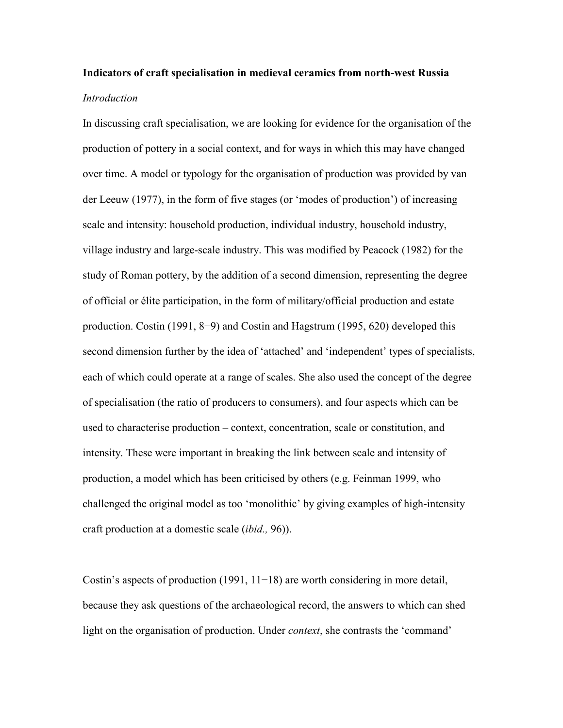**Indicators of craft specialisation in medieval ceramics from north-west Russia**

*Introduction*

In discussing craft specialisation, we are looking for evidence for the organisation of the production of pottery in a social context, and for ways in which this may have changed over time. A model or typology for the organisation of production was provided by van der Leeuw (1977), in the form of five stages (or 'modes of production') of increasing scale and intensity: household production, individual industry, household industry, village industry and large-scale industry. This was modified by Peacock (1982) for the study of Roman pottery, by the addition of a second dimension, representing the degree of official or élite participation, in the form of military/official production and estate production. Costin (1991, 8−9) and Costin and Hagstrum (1995, 620) developed this second dimension further by the idea of 'attached' and 'independent' types of specialists, each of which could operate at a range of scales. She also used the concept of the degree of specialisation (the ratio of producers to consumers), and four aspects which can be used to characterise production – context, concentration, scale or constitution, and intensity. These were important in breaking the link between scale and intensity of production, a model which has been criticised by others (e.g. Feinman 1999, who challenged the original model as too 'monolithic' by giving examples of high-intensity craft production at a domestic scale (*ibid.,* 96)).

Costin's aspects of production (1991, 11−18) are worth considering in more detail, because they ask questions of the archaeological record, the answers to which can shed light on the organisation of production. Under *context*, she contrasts the 'command'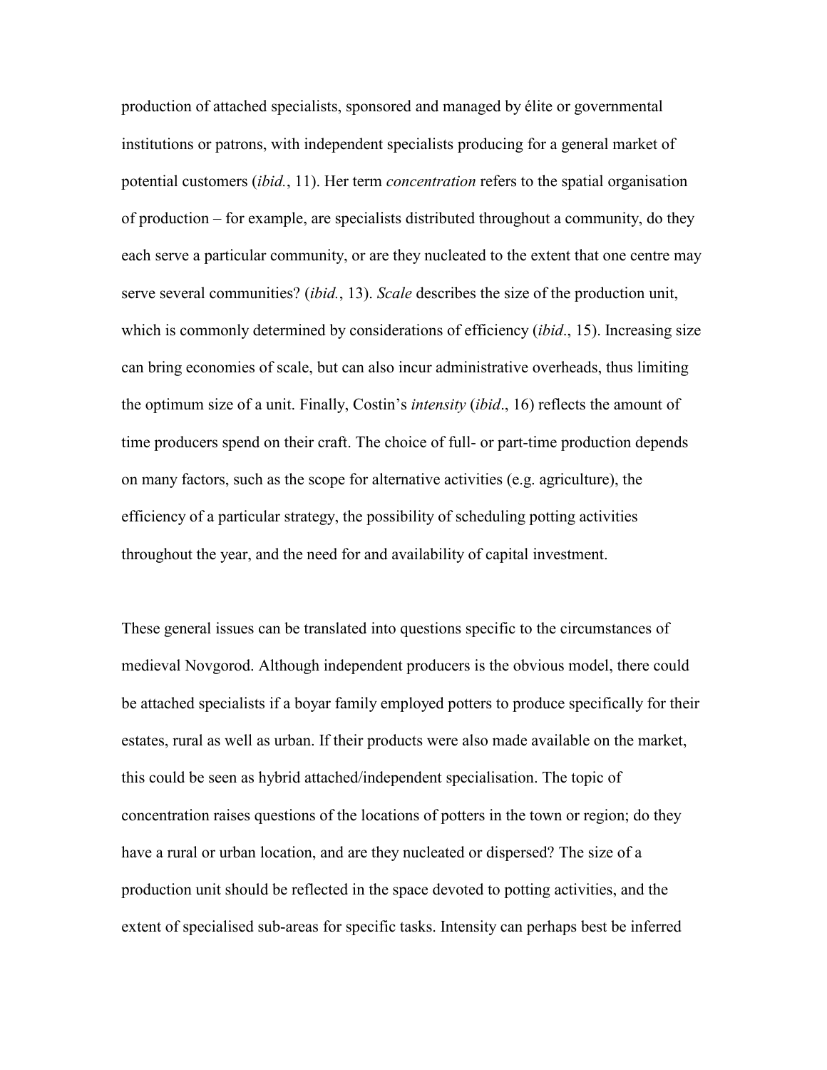production of attached specialists, sponsored and managed by élite or governmental institutions or patrons, with independent specialists producing for a general market of potential customers (*ibid.*, 11). Her term *concentration* refers to the spatial organisation of production – for example, are specialists distributed throughout a community, do they each serve a particular community, or are they nucleated to the extent that one centre may serve several communities? (*ibid.*, 13). *Scale* describes the size of the production unit, which is commonly determined by considerations of efficiency (*ibid*., 15). Increasing size can bring economies of scale, but can also incur administrative overheads, thus limiting the optimum size of a unit. Finally, Costin's *intensity* (*ibid*., 16) reflects the amount of time producers spend on their craft. The choice of full- or part-time production depends on many factors, such as the scope for alternative activities (e.g. agriculture), the efficiency of a particular strategy, the possibility of scheduling potting activities throughout the year, and the need for and availability of capital investment.

These general issues can be translated into questions specific to the circumstances of medieval Novgorod. Although independent producers is the obvious model, there could be attached specialists if a boyar family employed potters to produce specifically for their estates, rural as well as urban. If their products were also made available on the market, this could be seen as hybrid attached/independent specialisation. The topic of concentration raises questions of the locations of potters in the town or region; do they have a rural or urban location, and are they nucleated or dispersed? The size of a production unit should be reflected in the space devoted to potting activities, and the extent of specialised sub-areas for specific tasks. Intensity can perhaps best be inferred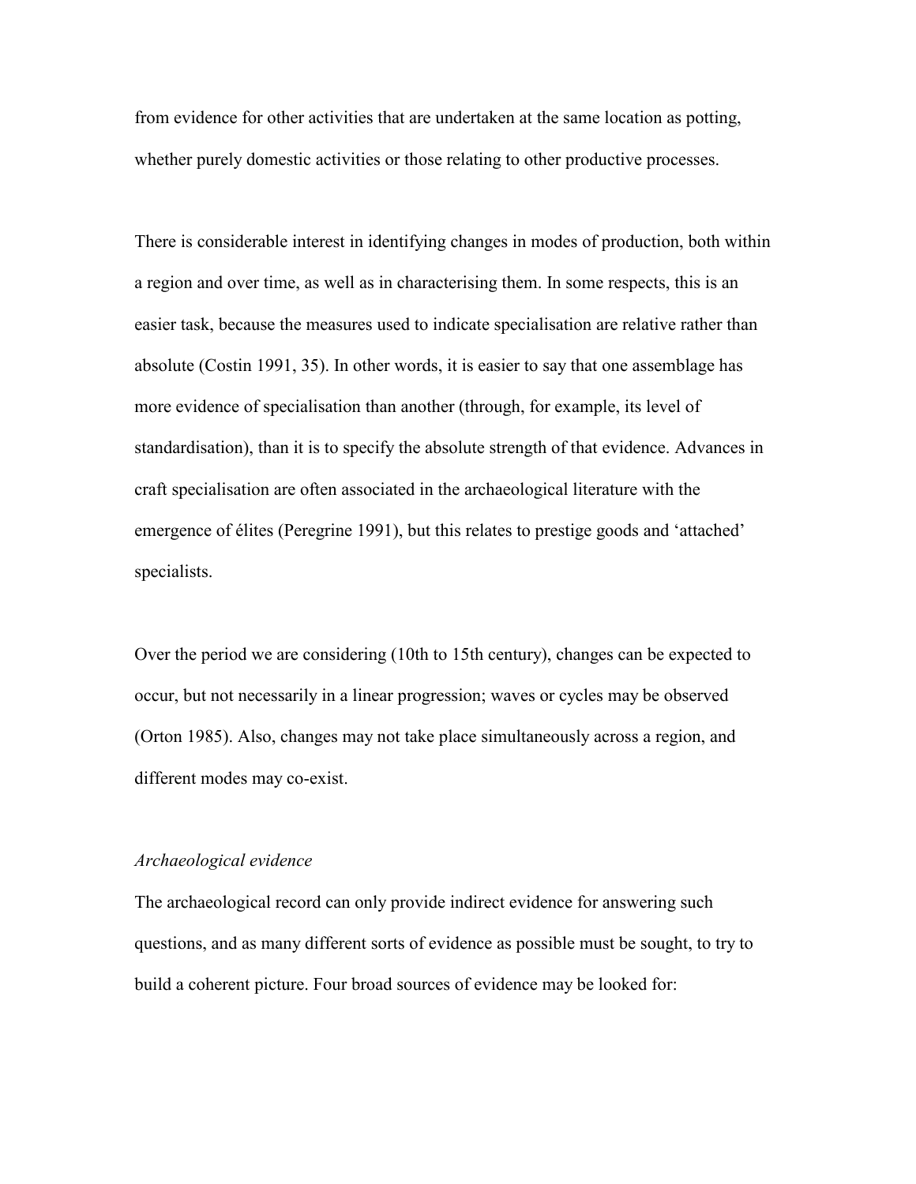from evidence for other activities that are undertaken at the same location as potting, whether purely domestic activities or those relating to other productive processes.

There is considerable interest in identifying changes in modes of production, both within a region and over time, as well as in characterising them. In some respects, this is an easier task, because the measures used to indicate specialisation are relative rather than absolute (Costin 1991, 35). In other words, it is easier to say that one assemblage has more evidence of specialisation than another (through, for example, its level of standardisation), than it is to specify the absolute strength of that evidence. Advances in craft specialisation are often associated in the archaeological literature with the emergence of élites (Peregrine 1991), but this relates to prestige goods and 'attached' specialists.

Over the period we are considering (10th to 15th century), changes can be expected to occur, but not necessarily in a linear progression; waves or cycles may be observed (Orton 1985). Also, changes may not take place simultaneously across a region, and different modes may co-exist.

*Archaeological evidence*

The archaeological record can only provide indirect evidence for answering such questions, and as many different sorts of evidence as possible must be sought, to try to build a coherent picture. Four broad sources of evidence may be looked for: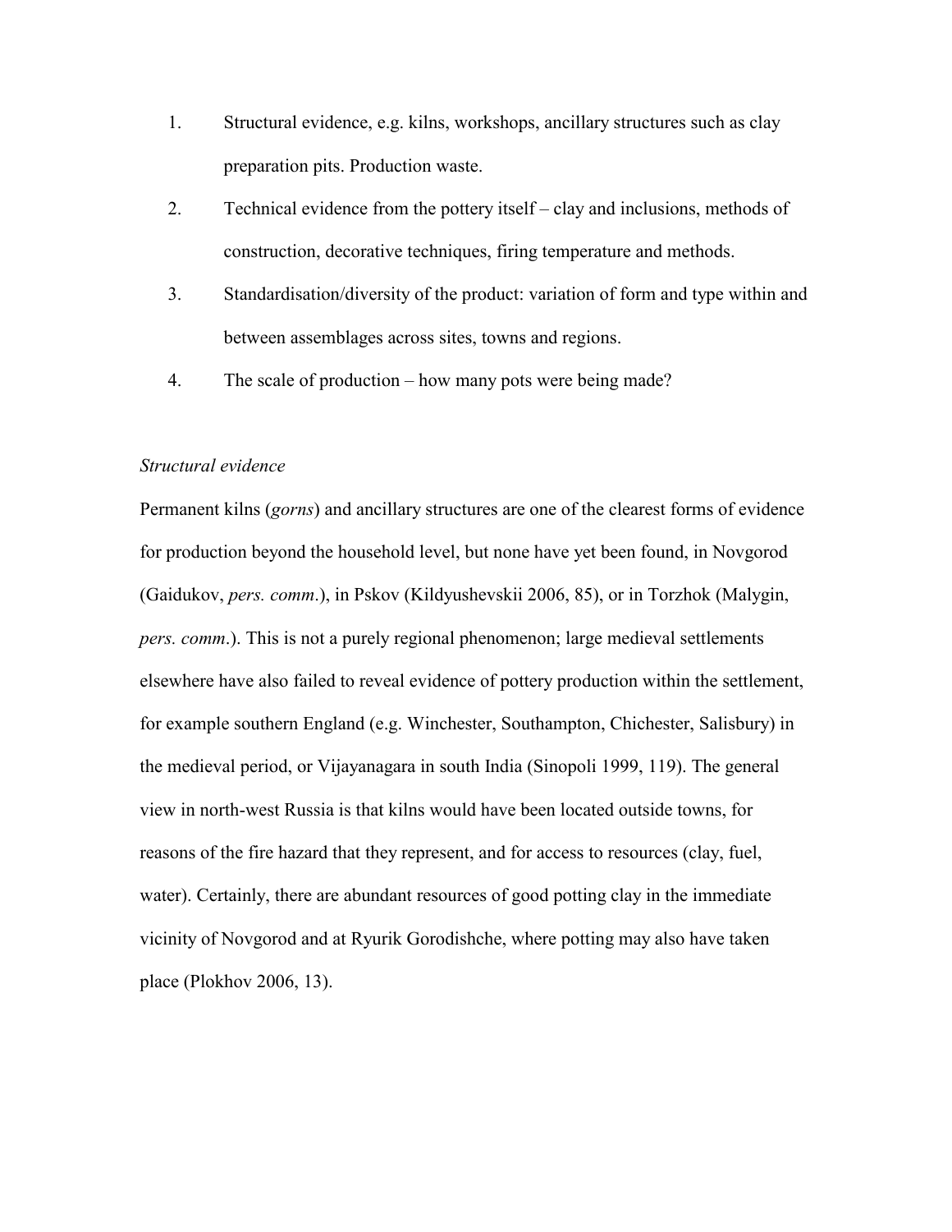1. Structural evidence, e.g. kilns, workshops, ancillary structures such as clay preparation pits. Production waste.
2. Technical evidence from the pottery itself – clay and inclusions, methods of construction, decorative techniques, firing temperature and methods.
3. Standardisation/diversity of the product: variation of form and type within and between assemblages across sites, towns and regions.
4. The scale of production – how many pots were being made?

*Structural evidence*

Permanent kilns (*gorns*) and ancillary structures are one of the clearest forms of evidence for production beyond the household level, but none have yet been found, in Novgorod (Gaidukov, *pers. comm*.), in Pskov (Kildyushevskii 2006, 85), or in Torzhok (Malygin, *pers. comm*.). This is not a purely regional phenomenon; large medieval settlements elsewhere have also failed to reveal evidence of pottery production within the settlement, for example southern England (e.g. Winchester, Southampton, Chichester, Salisbury) in the medieval period, or Vijayanagara in south India (Sinopoli 1999, 119). The general view in north-west Russia is that kilns would have been located outside towns, for reasons of the fire hazard that they represent, and for access to resources (clay, fuel, water). Certainly, there are abundant resources of good potting clay in the immediate vicinity of Novgorod and at Ryurik Gorodishche, where potting may also have taken place (Plokhov 2006, 13).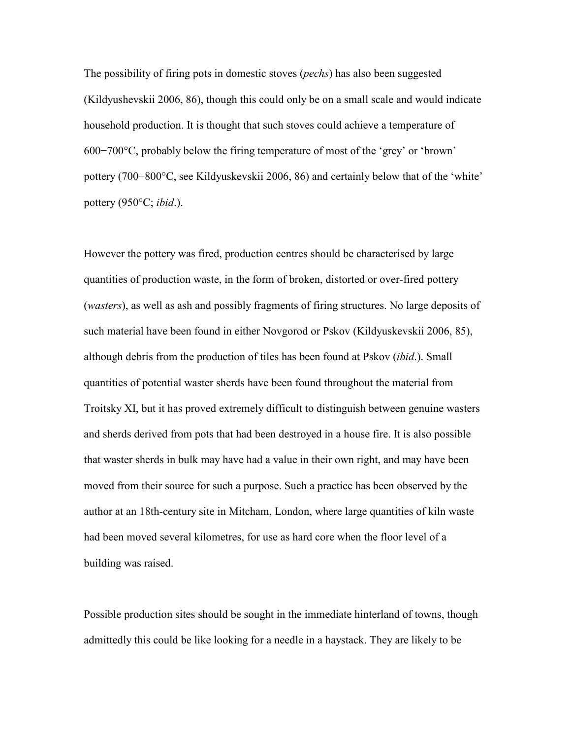The possibility of firing pots in domestic stoves (*pechs*) has also been suggested (Kildyushevskii 2006, 86), though this could only be on a small scale and would indicate household production. It is thought that such stoves could achieve a temperature of 600−700°C, probably below the firing temperature of most of the 'grey' or 'brown' pottery (700−800°C, see Kildyuskevskii 2006, 86) and certainly below that of the 'white' pottery (950°C; *ibid*.).

However the pottery was fired, production centres should be characterised by large quantities of production waste, in the form of broken, distorted or over-fired pottery (*wasters*), as well as ash and possibly fragments of firing structures. No large deposits of such material have been found in either Novgorod or Pskov (Kildyuskevskii 2006, 85), although debris from the production of tiles has been found at Pskov (*ibid*.). Small quantities of potential waster sherds have been found throughout the material from Troitsky XI, but it has proved extremely difficult to distinguish between genuine wasters and sherds derived from pots that had been destroyed in a house fire. It is also possible that waster sherds in bulk may have had a value in their own right, and may have been moved from their source for such a purpose. Such a practice has been observed by the author at an 18th-century site in Mitcham, London, where large quantities of kiln waste had been moved several kilometres, for use as hard core when the floor level of a building was raised.

Possible production sites should be sought in the immediate hinterland of towns, though admittedly this could be like looking for a needle in a haystack. They are likely to be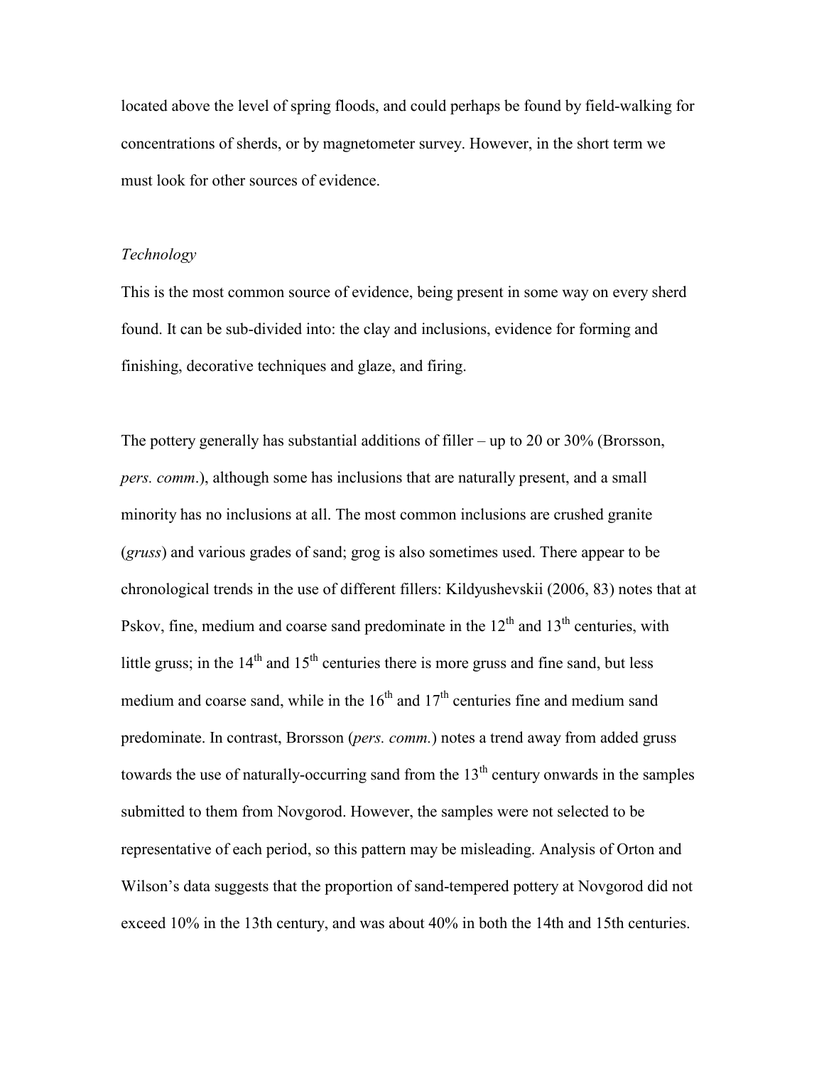located above the level of spring floods, and could perhaps be found by field-walking for concentrations of sherds, or by magnetometer survey. However, in the short term we must look for other sources of evidence.

*Technology*

This is the most common source of evidence, being present in some way on every sherd found. It can be sub-divided into: the clay and inclusions, evidence for forming and finishing, decorative techniques and glaze, and firing.

The pottery generally has substantial additions of filler – up to 20 or 30% (Brorsson, *pers. comm*.), although some has inclusions that are naturally present, and a small minority has no inclusions at all. The most common inclusions are crushed granite (*gruss*) and various grades of sand; grog is also sometimes used. There appear to be chronological trends in the use of different fillers: Kildyushevskii (2006, 83) notes that at Pskov, fine, medium and coarse sand predominate in the 12th and 13th centuries, with little gruss; in the 14th and 15th centuries there is more gruss and fine sand, but less medium and coarse sand, while in the 16th and 17th centuries fine and medium sand predominate. In contrast, Brorsson (*pers. comm.*) notes a trend away from added gruss towards the use of naturally-occurring sand from the 13th century onwards in the samples submitted to them from Novgorod. However, the samples were not selected to be representative of each period, so this pattern may be misleading. Analysis of Orton and Wilson's data suggests that the proportion of sand-tempered pottery at Novgorod did not exceed 10% in the 13th century, and was about 40% in both the 14th and 15th centuries.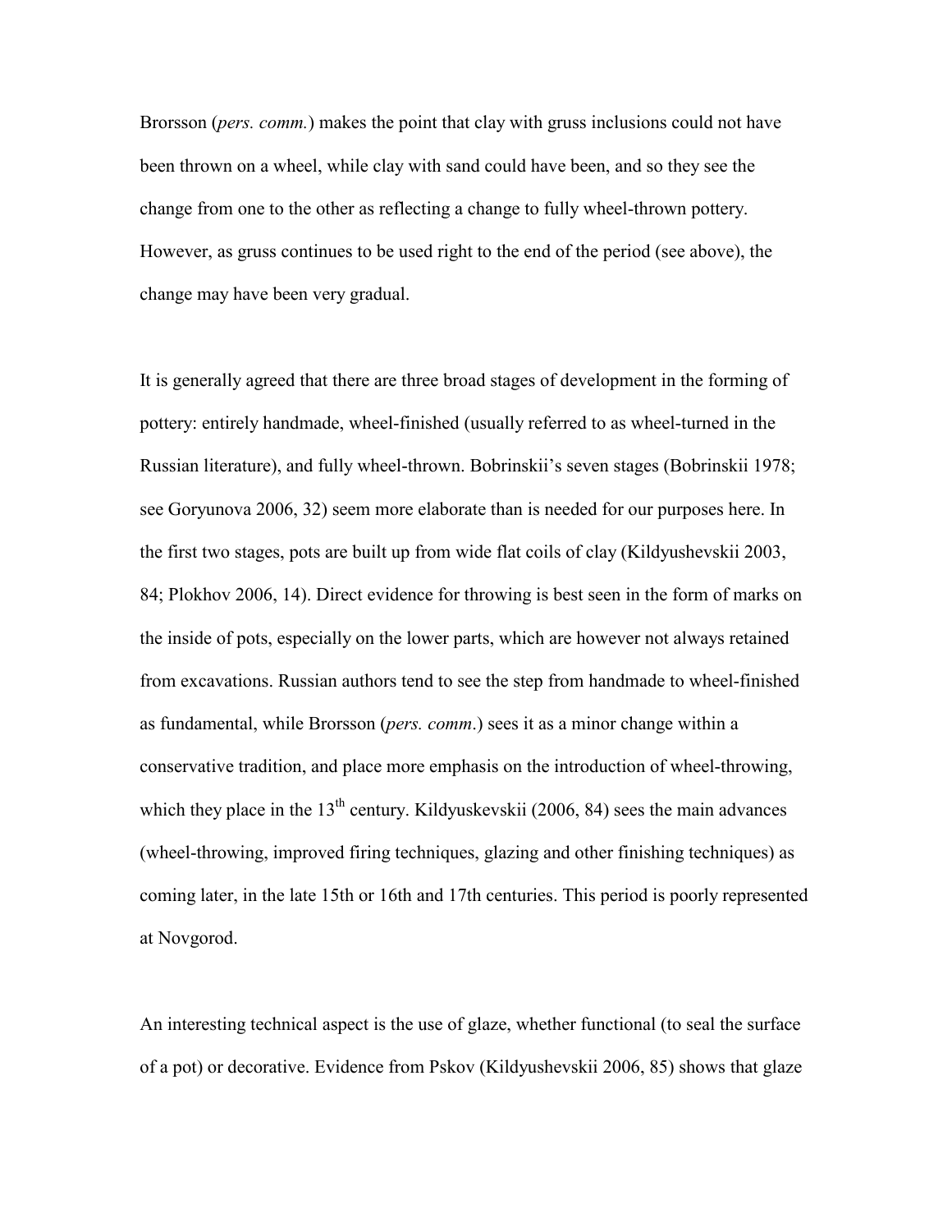Brorsson (*pers. comm.*) makes the point that clay with gruss inclusions could not have been thrown on a wheel, while clay with sand could have been, and so they see the change from one to the other as reflecting a change to fully wheel-thrown pottery. However, as gruss continues to be used right to the end of the period (see above), the change may have been very gradual.

It is generally agreed that there are three broad stages of development in the forming of pottery: entirely handmade, wheel-finished (usually referred to as wheel-turned in the Russian literature), and fully wheel-thrown. Bobrinskii's seven stages (Bobrinskii 1978; see Goryunova 2006, 32) seem more elaborate than is needed for our purposes here. In the first two stages, pots are built up from wide flat coils of clay (Kildyushevskii 2003, 84; Plokhov 2006, 14). Direct evidence for throwing is best seen in the form of marks on the inside of pots, especially on the lower parts, which are however not always retained from excavations. Russian authors tend to see the step from handmade to wheel-finished as fundamental, while Brorsson (*pers. comm*.) sees it as a minor change within a conservative tradition, and place more emphasis on the introduction of wheel-throwing, which they place in the 13th century. Kildyuskevskii (2006, 84) sees the main advances (wheel-throwing, improved firing techniques, glazing and other finishing techniques) as coming later, in the late 15th or 16th and 17th centuries. This period is poorly represented at Novgorod.

An interesting technical aspect is the use of glaze, whether functional (to seal the surface of a pot) or decorative. Evidence from Pskov (Kildyushevskii 2006, 85) shows that glaze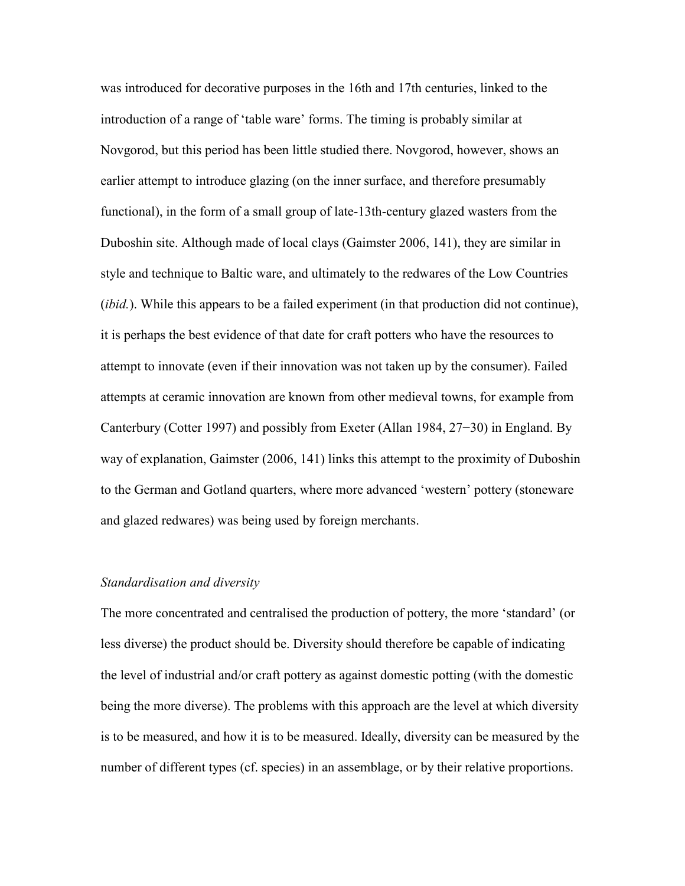was introduced for decorative purposes in the 16th and 17th centuries, linked to the introduction of a range of 'table ware' forms. The timing is probably similar at Novgorod, but this period has been little studied there. Novgorod, however, shows an earlier attempt to introduce glazing (on the inner surface, and therefore presumably functional), in the form of a small group of late-13th-century glazed wasters from the Duboshin site. Although made of local clays (Gaimster 2006, 141), they are similar in style and technique to Baltic ware, and ultimately to the redwares of the Low Countries (*ibid.*). While this appears to be a failed experiment (in that production did not continue), it is perhaps the best evidence of that date for craft potters who have the resources to attempt to innovate (even if their innovation was not taken up by the consumer). Failed attempts at ceramic innovation are known from other medieval towns, for example from Canterbury (Cotter 1997) and possibly from Exeter (Allan 1984, 27−30) in England. By way of explanation, Gaimster (2006, 141) links this attempt to the proximity of Duboshin to the German and Gotland quarters, where more advanced 'western' pottery (stoneware and glazed redwares) was being used by foreign merchants.

*Standardisation and diversity*

The more concentrated and centralised the production of pottery, the more 'standard' (or less diverse) the product should be. Diversity should therefore be capable of indicating the level of industrial and/or craft pottery as against domestic potting (with the domestic being the more diverse). The problems with this approach are the level at which diversity is to be measured, and how it is to be measured. Ideally, diversity can be measured by the number of different types (cf. species) in an assemblage, or by their relative proportions.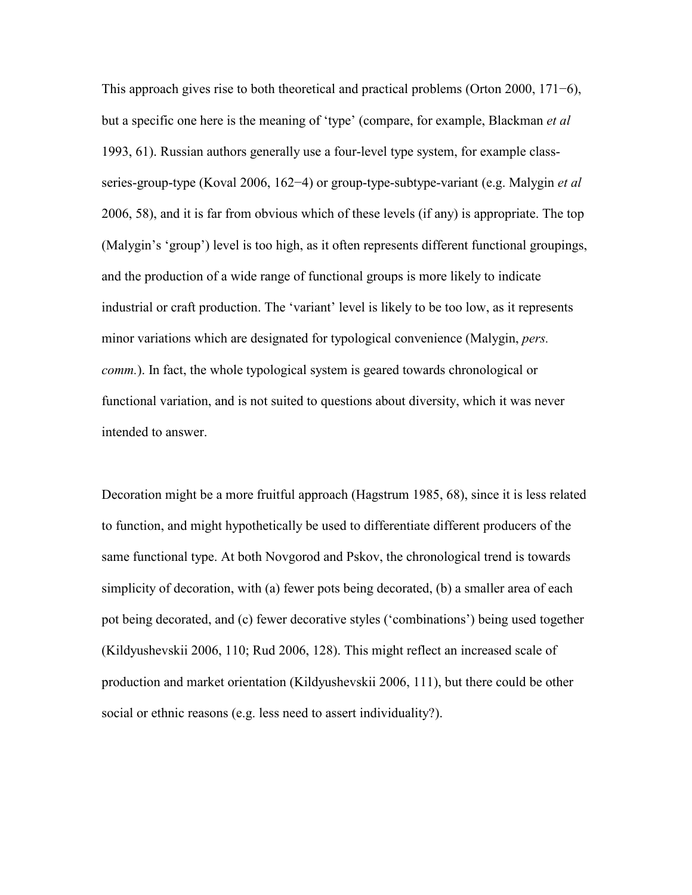This approach gives rise to both theoretical and practical problems (Orton 2000, 171−6), but a specific one here is the meaning of 'type' (compare, for example, Blackman *et al* 1993, 61). Russian authors generally use a four-level type system, for example class-series-group-type (Koval 2006, 162−4) or group-type-subtype-variant (e.g. Malygin *et al* 2006, 58), and it is far from obvious which of these levels (if any) is appropriate. The top (Malygin's 'group') level is too high, as it often represents different functional groupings, and the production of a wide range of functional groups is more likely to indicate industrial or craft production. The 'variant' level is likely to be too low, as it represents minor variations which are designated for typological convenience (Malygin, *pers. comm.*). In fact, the whole typological system is geared towards chronological or functional variation, and is not suited to questions about diversity, which it was never intended to answer.

Decoration might be a more fruitful approach (Hagstrum 1985, 68), since it is less related to function, and might hypothetically be used to differentiate different producers of the same functional type. At both Novgorod and Pskov, the chronological trend is towards simplicity of decoration, with (a) fewer pots being decorated, (b) a smaller area of each pot being decorated, and (c) fewer decorative styles ('combinations') being used together (Kildyushevskii 2006, 110; Rud 2006, 128). This might reflect an increased scale of production and market orientation (Kildyushevskii 2006, 111), but there could be other social or ethnic reasons (e.g. less need to assert individuality?).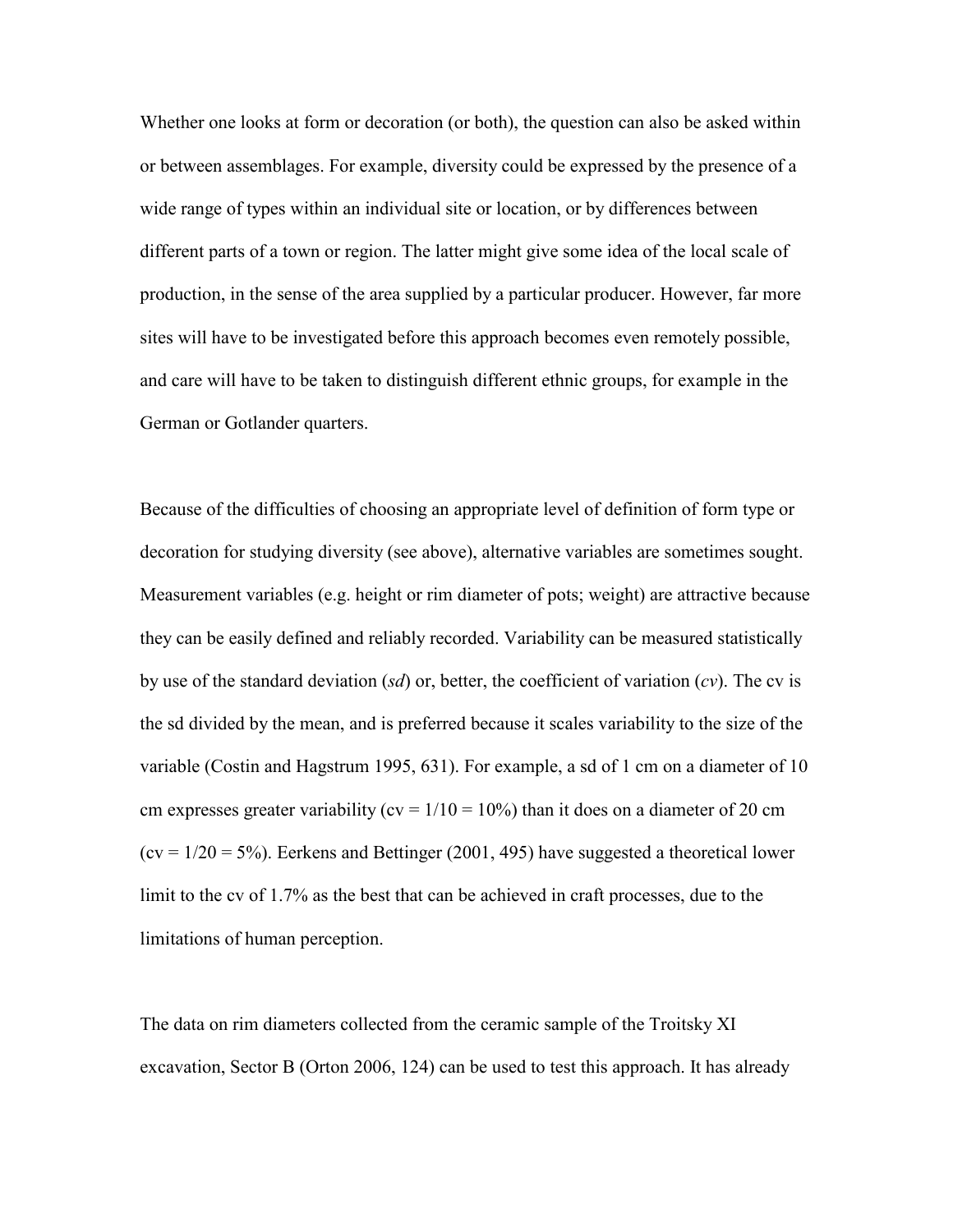Whether one looks at form or decoration (or both), the question can also be asked within or between assemblages. For example, diversity could be expressed by the presence of a wide range of types within an individual site or location, or by differences between different parts of a town or region. The latter might give some idea of the local scale of production, in the sense of the area supplied by a particular producer. However, far more sites will have to be investigated before this approach becomes even remotely possible, and care will have to be taken to distinguish different ethnic groups, for example in the German or Gotlander quarters.

Because of the difficulties of choosing an appropriate level of definition of form type or decoration for studying diversity (see above), alternative variables are sometimes sought. Measurement variables (e.g. height or rim diameter of pots; weight) are attractive because they can be easily defined and reliably recorded. Variability can be measured statistically by use of the standard deviation (*sd*) or, better, the coefficient of variation (*cv*). The cv is the sd divided by the mean, and is preferred because it scales variability to the size of the variable (Costin and Hagstrum 1995, 631). For example, a sd of 1 cm on a diameter of 10 cm expresses greater variability (cv = 1/10 = 10%) than it does on a diameter of 20 cm (cv = 1/20 = 5%). Eerkens and Bettinger (2001, 495) have suggested a theoretical lower limit to the cv of 1.7% as the best that can be achieved in craft processes, due to the limitations of human perception.

The data on rim diameters collected from the ceramic sample of the Troitsky XI excavation, Sector B (Orton 2006, 124) can be used to test this approach. It has already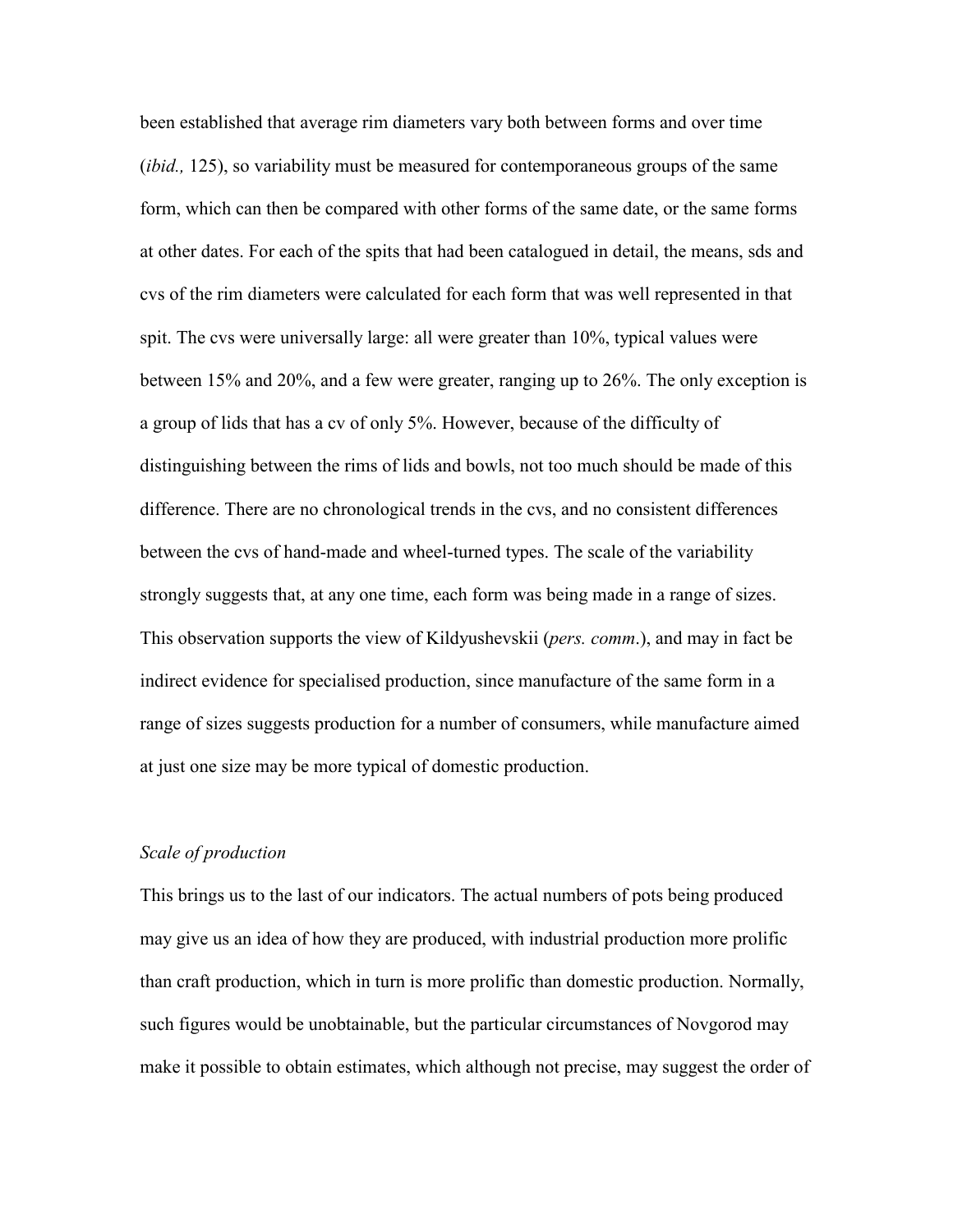been established that average rim diameters vary both between forms and over time (*ibid.,* 125), so variability must be measured for contemporaneous groups of the same form, which can then be compared with other forms of the same date, or the same forms at other dates. For each of the spits that had been catalogued in detail, the means, sds and cvs of the rim diameters were calculated for each form that was well represented in that spit. The cvs were universally large: all were greater than 10%, typical values were between 15% and 20%, and a few were greater, ranging up to 26%. The only exception is a group of lids that has a cv of only 5%. However, because of the difficulty of distinguishing between the rims of lids and bowls, not too much should be made of this difference. There are no chronological trends in the cvs, and no consistent differences between the cvs of hand-made and wheel-turned types. The scale of the variability strongly suggests that, at any one time, each form was being made in a range of sizes. This observation supports the view of Kildyushevskii (*pers. comm.*), and may in fact be indirect evidence for specialised production, since manufacture of the same form in a range of sizes suggests production for a number of consumers, while manufacture aimed at just one size may be more typical of domestic production.

*Scale of production*

This brings us to the last of our indicators. The actual numbers of pots being produced may give us an idea of how they are produced, with industrial production more prolific than craft production, which in turn is more prolific than domestic production. Normally, such figures would be unobtainable, but the particular circumstances of Novgorod may make it possible to obtain estimates, which although not precise, may suggest the order of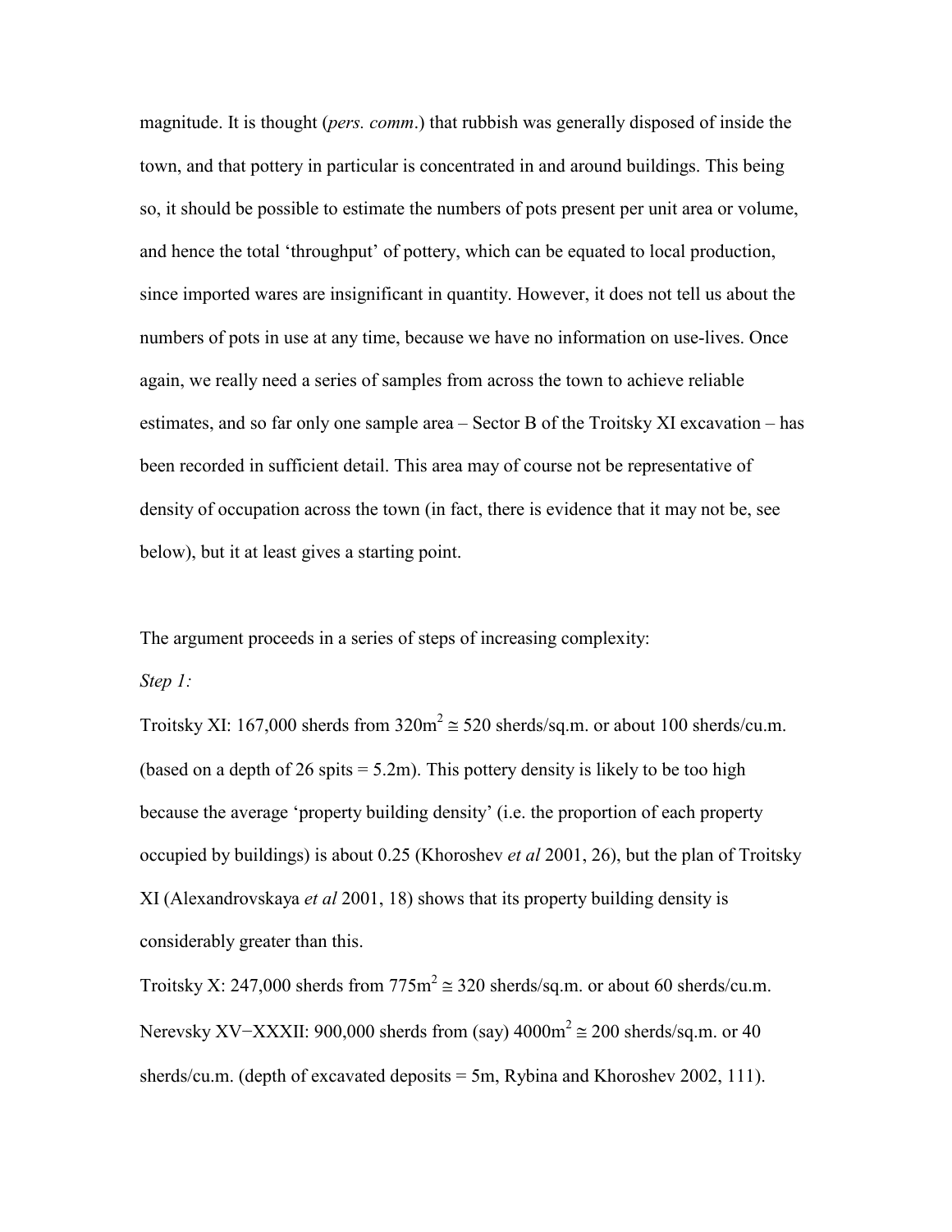magnitude. It is thought (*pers. comm*.) that rubbish was generally disposed of inside the town, and that pottery in particular is concentrated in and around buildings. This being so, it should be possible to estimate the numbers of pots present per unit area or volume, and hence the total 'throughput' of pottery, which can be equated to local production, since imported wares are insignificant in quantity. However, it does not tell us about the numbers of pots in use at any time, because we have no information on use-lives. Once again, we really need a series of samples from across the town to achieve reliable estimates, and so far only one sample area – Sector B of the Troitsky XI excavation – has been recorded in sufficient detail. This area may of course not be representative of density of occupation across the town (in fact, there is evidence that it may not be, see below), but it at least gives a starting point.

The argument proceeds in a series of steps of increasing complexity:

*Step 1:*

Troitsky XI: 167,000 sherds from $320m^2 \cong 520$ sherds/sq.m. or about 100 sherds/cu.m. (based on a depth of 26 spits = 5.2m). This pottery density is likely to be too high because the average 'property building density' (i.e. the proportion of each property occupied by buildings) is about 0.25 (Khoroshev *et al* 2001, 26), but the plan of Troitsky XI (Alexandrovskaya *et al* 2001, 18) shows that its property building density is considerably greater than this.

Troitsky X: 247,000 sherds from $775m^2 \cong 320$ sherds/sq.m. or about 60 sherds/cu.m.

Nerevsky XV−XXXII: 900,000 sherds from (say) $4000m^2 \cong 200$ sherds/sq.m. or 40 sherds/cu.m. (depth of excavated deposits = 5m, Rybina and Khoroshev 2002, 111).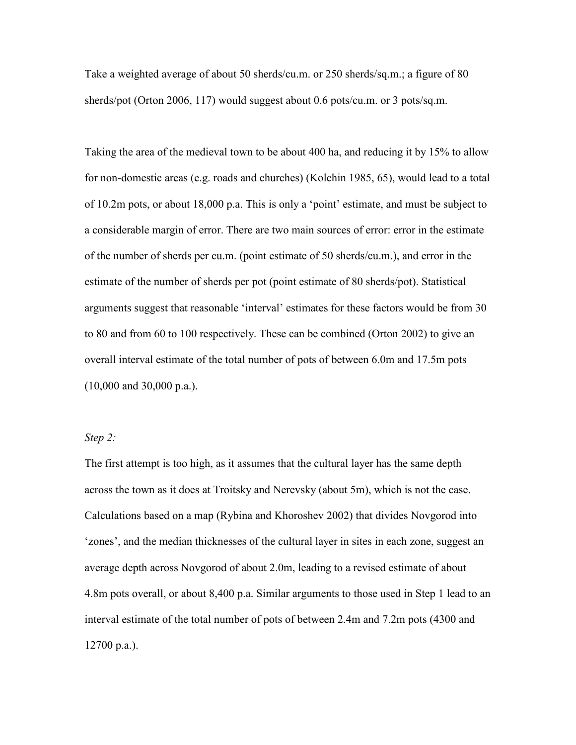Take a weighted average of about 50 sherds/cu.m. or 250 sherds/sq.m.; a figure of 80 sherds/pot (Orton 2006, 117) would suggest about 0.6 pots/cu.m. or 3 pots/sq.m.

Taking the area of the medieval town to be about 400 ha, and reducing it by 15% to allow for non-domestic areas (e.g. roads and churches) (Kolchin 1985, 65), would lead to a total of 10.2m pots, or about 18,000 p.a. This is only a 'point' estimate, and must be subject to a considerable margin of error. There are two main sources of error: error in the estimate of the number of sherds per cu.m. (point estimate of 50 sherds/cu.m.), and error in the estimate of the number of sherds per pot (point estimate of 80 sherds/pot). Statistical arguments suggest that reasonable 'interval' estimates for these factors would be from 30 to 80 and from 60 to 100 respectively. These can be combined (Orton 2002) to give an overall interval estimate of the total number of pots of between 6.0m and 17.5m pots (10,000 and 30,000 p.a.).

*Step 2:*

The first attempt is too high, as it assumes that the cultural layer has the same depth across the town as it does at Troitsky and Nerevsky (about 5m), which is not the case. Calculations based on a map (Rybina and Khoroshev 2002) that divides Novgorod into 'zones', and the median thicknesses of the cultural layer in sites in each zone, suggest an average depth across Novgorod of about 2.0m, leading to a revised estimate of about 4.8m pots overall, or about 8,400 p.a. Similar arguments to those used in Step 1 lead to an interval estimate of the total number of pots of between 2.4m and 7.2m pots (4300 and 12700 p.a.).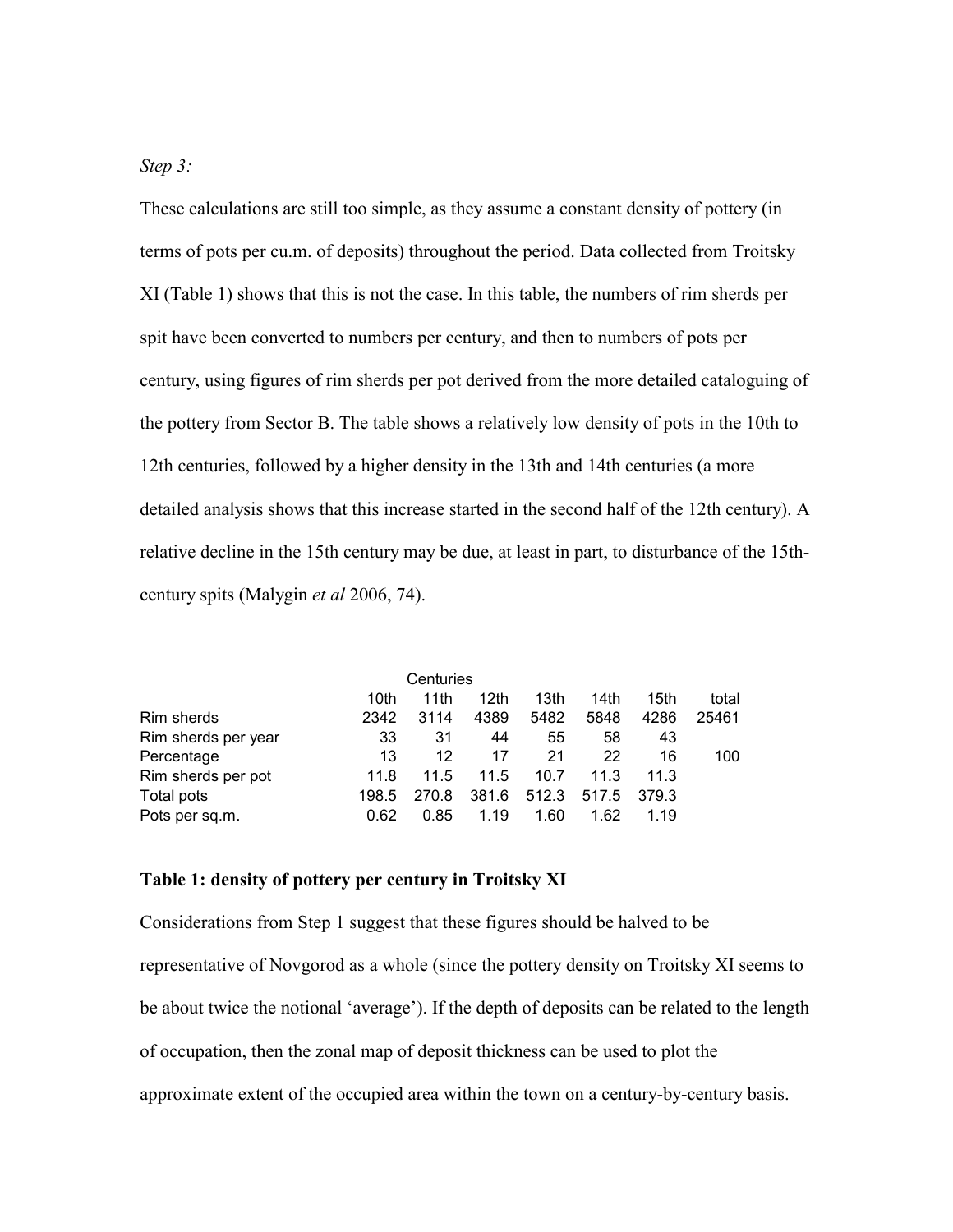*Step 3:*

These calculations are still too simple, as they assume a constant density of pottery (in terms of pots per cu.m. of deposits) throughout the period. Data collected from Troitsky XI (Table 1) shows that this is not the case. In this table, the numbers of rim sherds per spit have been converted to numbers per century, and then to numbers of pots per century, using figures of rim sherds per pot derived from the more detailed cataloguing of the pottery from Sector B. The table shows a relatively low density of pots in the 10th to 12th centuries, followed by a higher density in the 13th and 14th centuries (a more detailed analysis shows that this increase started in the second half of the 12th century). A relative decline in the 15th century may be due, at least in part, to disturbance of the 15th-century spits (Malygin *et al* 2006, 74).

| | Centuries | | | | | | |
|---|---|---|---|---|---|---|---|
| | 10th | 11th | 12th | 13th | 14th | 15th | total |
| Rim sherds | 2342 | 3114 | 4389 | 5482 | 5848 | 4286 | 25461 |
| Rim sherds per year | 33 | 31 | 44 | 55 | 58 | 43 | |
| Percentage | 13 | 12 | 17 | 21 | 22 | 16 | 100 |
| Rim sherds per pot | 11.8 | 11.5 | 11.5 | 10.7 | 11.3 | 11.3 | |
| Total pots | 198.5 | 270.8 | 381.6 | 512.3 | 517.5 | 379.3 | |
| Pots per sq.m. | 0.62 | 0.85 | 1.19 | 1.60 | 1.62 | 1.19 | |

**Table 1: density of pottery per century in Troitsky XI**

Considerations from Step 1 suggest that these figures should be halved to be representative of Novgorod as a whole (since the pottery density on Troitsky XI seems to be about twice the notional 'average'). If the depth of deposits can be related to the length of occupation, then the zonal map of deposit thickness can be used to plot the approximate extent of the occupied area within the town on a century-by-century basis.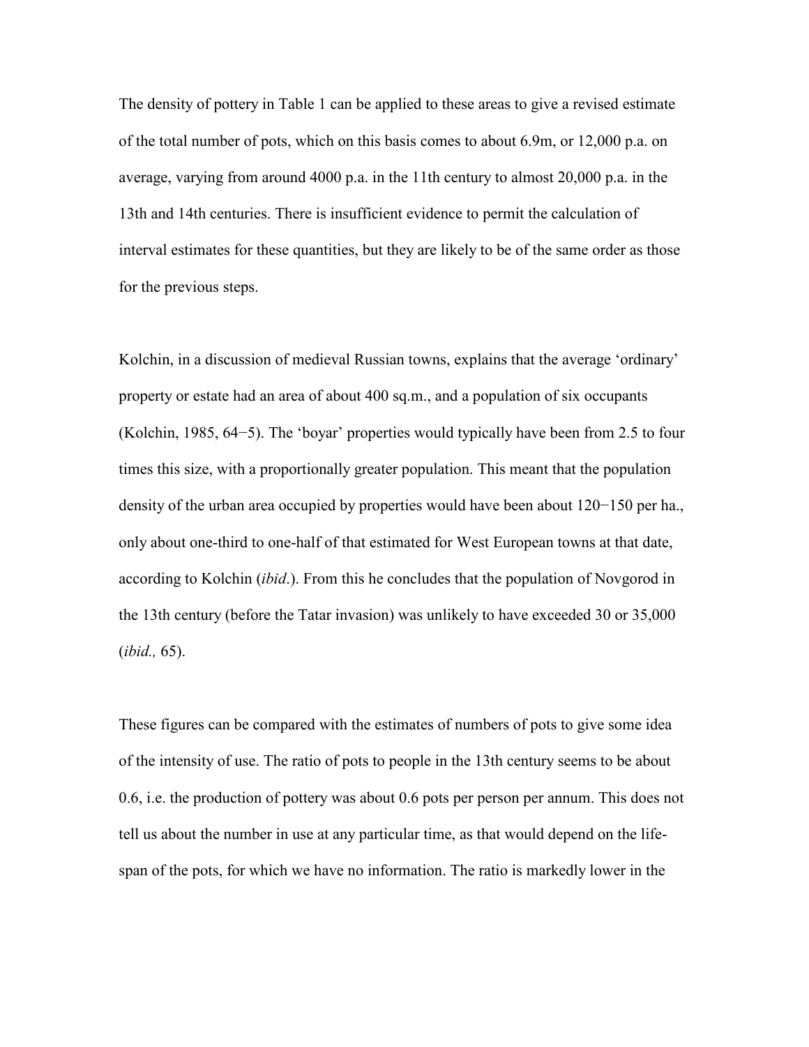The density of pottery in Table 1 can be applied to these areas to give a revised estimate of the total number of pots, which on this basis comes to about 6.9m, or 12,000 p.a. on average, varying from around 4000 p.a. in the 11th century to almost 20,000 p.a. in the 13th and 14th centuries. There is insufficient evidence to permit the calculation of interval estimates for these quantities, but they are likely to be of the same order as those for the previous steps.

Kolchin, in a discussion of medieval Russian towns, explains that the average 'ordinary' property or estate had an area of about 400 sq.m., and a population of six occupants (Kolchin, 1985, 64−5). The 'boyar' properties would typically have been from 2.5 to four times this size, with a proportionally greater population. This meant that the population density of the urban area occupied by properties would have been about 120−150 per ha., only about one-third to one-half of that estimated for West European towns at that date, according to Kolchin (*ibid*.). From this he concludes that the population of Novgorod in the 13th century (before the Tatar invasion) was unlikely to have exceeded 30 or 35,000 (*ibid.,* 65).

These figures can be compared with the estimates of numbers of pots to give some idea of the intensity of use. The ratio of pots to people in the 13th century seems to be about 0.6, i.e. the production of pottery was about 0.6 pots per person per annum. This does not tell us about the number in use at any particular time, as that would depend on the life-span of the pots, for which we have no information. The ratio is markedly lower in the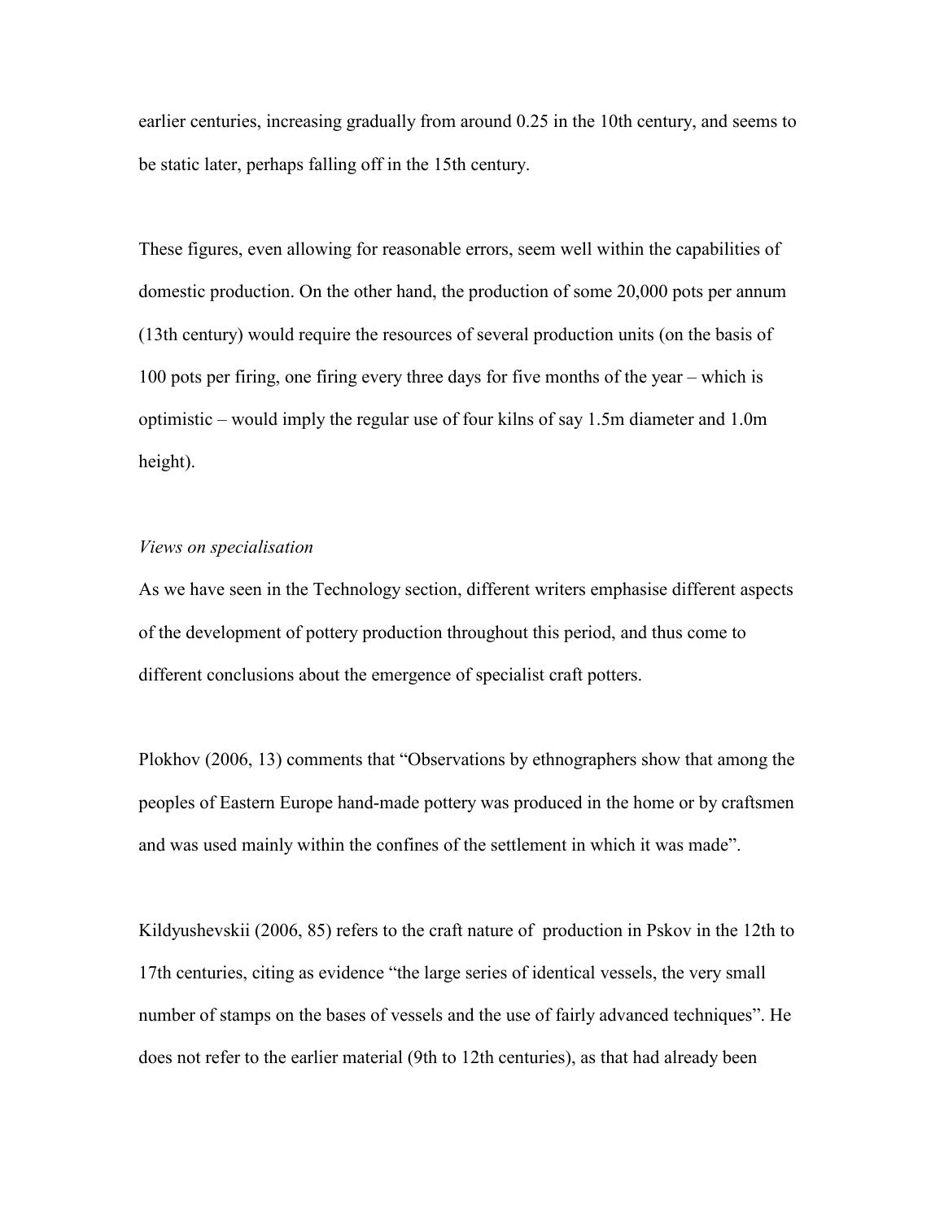earlier centuries, increasing gradually from around 0.25 in the 10th century, and seems to be static later, perhaps falling off in the 15th century.

These figures, even allowing for reasonable errors, seem well within the capabilities of domestic production. On the other hand, the production of some 20,000 pots per annum (13th century) would require the resources of several production units (on the basis of 100 pots per firing, one firing every three days for five months of the year – which is optimistic – would imply the regular use of four kilns of say 1.5m diameter and 1.0m height).

*Views on specialisation*

As we have seen in the Technology section, different writers emphasise different aspects of the development of pottery production throughout this period, and thus come to different conclusions about the emergence of specialist craft potters.

Plokhov (2006, 13) comments that "Observations by ethnographers show that among the peoples of Eastern Europe hand-made pottery was produced in the home or by craftsmen and was used mainly within the confines of the settlement in which it was made".

Kildyushevskii (2006, 85) refers to the craft nature of production in Pskov in the 12th to 17th centuries, citing as evidence "the large series of identical vessels, the very small number of stamps on the bases of vessels and the use of fairly advanced techniques". He does not refer to the earlier material (9th to 12th centuries), as that had already been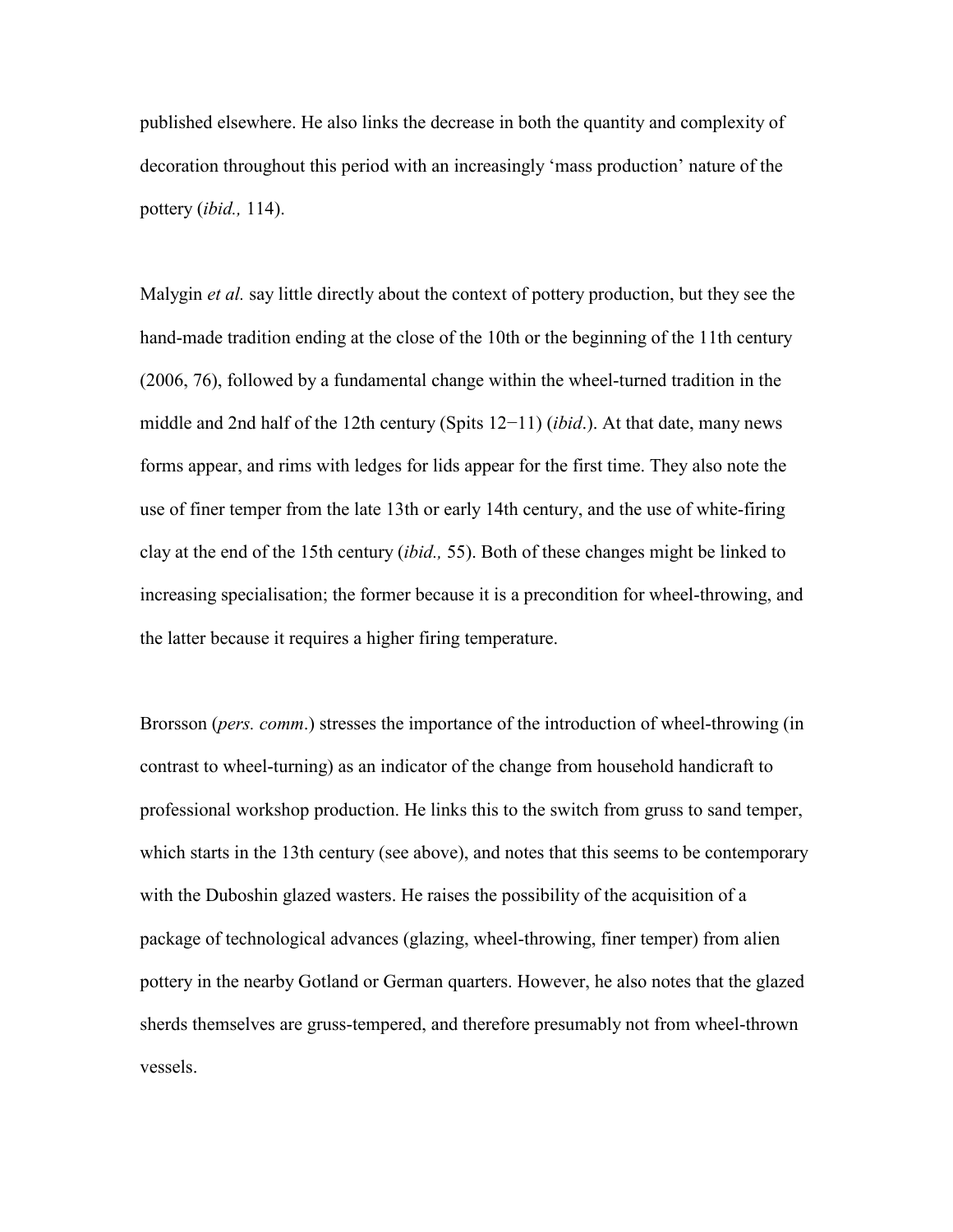published elsewhere. He also links the decrease in both the quantity and complexity of decoration throughout this period with an increasingly 'mass production' nature of the pottery (*ibid.,* 114).

Malygin *et al.* say little directly about the context of pottery production, but they see the hand-made tradition ending at the close of the 10th or the beginning of the 11th century (2006, 76), followed by a fundamental change within the wheel-turned tradition in the middle and 2nd half of the 12th century (Spits 12−11) (*ibid*.). At that date, many news forms appear, and rims with ledges for lids appear for the first time. They also note the use of finer temper from the late 13th or early 14th century, and the use of white-firing clay at the end of the 15th century (*ibid.,* 55). Both of these changes might be linked to increasing specialisation; the former because it is a precondition for wheel-throwing, and the latter because it requires a higher firing temperature.

Brorsson (*pers. comm*.) stresses the importance of the introduction of wheel-throwing (in contrast to wheel-turning) as an indicator of the change from household handicraft to professional workshop production. He links this to the switch from gruss to sand temper, which starts in the 13th century (see above), and notes that this seems to be contemporary with the Duboshin glazed wasters. He raises the possibility of the acquisition of a package of technological advances (glazing, wheel-throwing, finer temper) from alien pottery in the nearby Gotland or German quarters. However, he also notes that the glazed sherds themselves are gruss-tempered, and therefore presumably not from wheel-thrown vessels.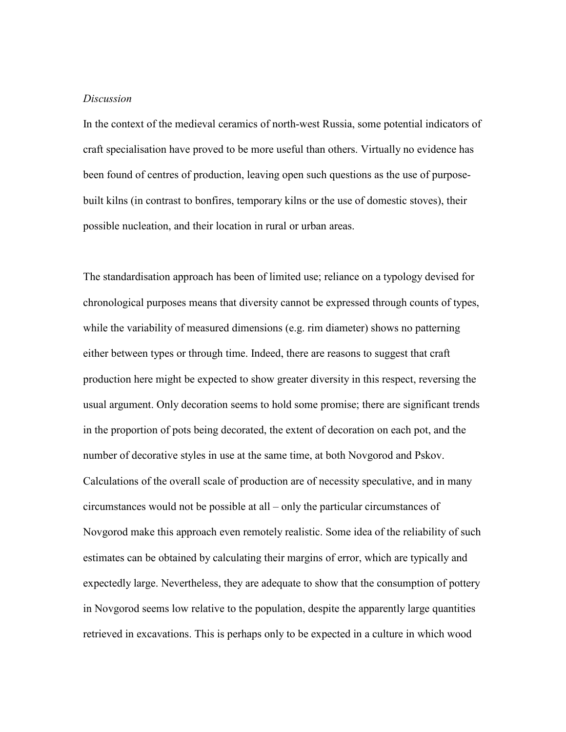*Discussion*

In the context of the medieval ceramics of north-west Russia, some potential indicators of craft specialisation have proved to be more useful than others. Virtually no evidence has been found of centres of production, leaving open such questions as the use of purpose-built kilns (in contrast to bonfires, temporary kilns or the use of domestic stoves), their possible nucleation, and their location in rural or urban areas.

The standardisation approach has been of limited use; reliance on a typology devised for chronological purposes means that diversity cannot be expressed through counts of types, while the variability of measured dimensions (e.g. rim diameter) shows no patterning either between types or through time. Indeed, there are reasons to suggest that craft production here might be expected to show greater diversity in this respect, reversing the usual argument. Only decoration seems to hold some promise; there are significant trends in the proportion of pots being decorated, the extent of decoration on each pot, and the number of decorative styles in use at the same time, at both Novgorod and Pskov. Calculations of the overall scale of production are of necessity speculative, and in many circumstances would not be possible at all – only the particular circumstances of Novgorod make this approach even remotely realistic. Some idea of the reliability of such estimates can be obtained by calculating their margins of error, which are typically and expectedly large. Nevertheless, they are adequate to show that the consumption of pottery in Novgorod seems low relative to the population, despite the apparently large quantities retrieved in excavations. This is perhaps only to be expected in a culture in which wood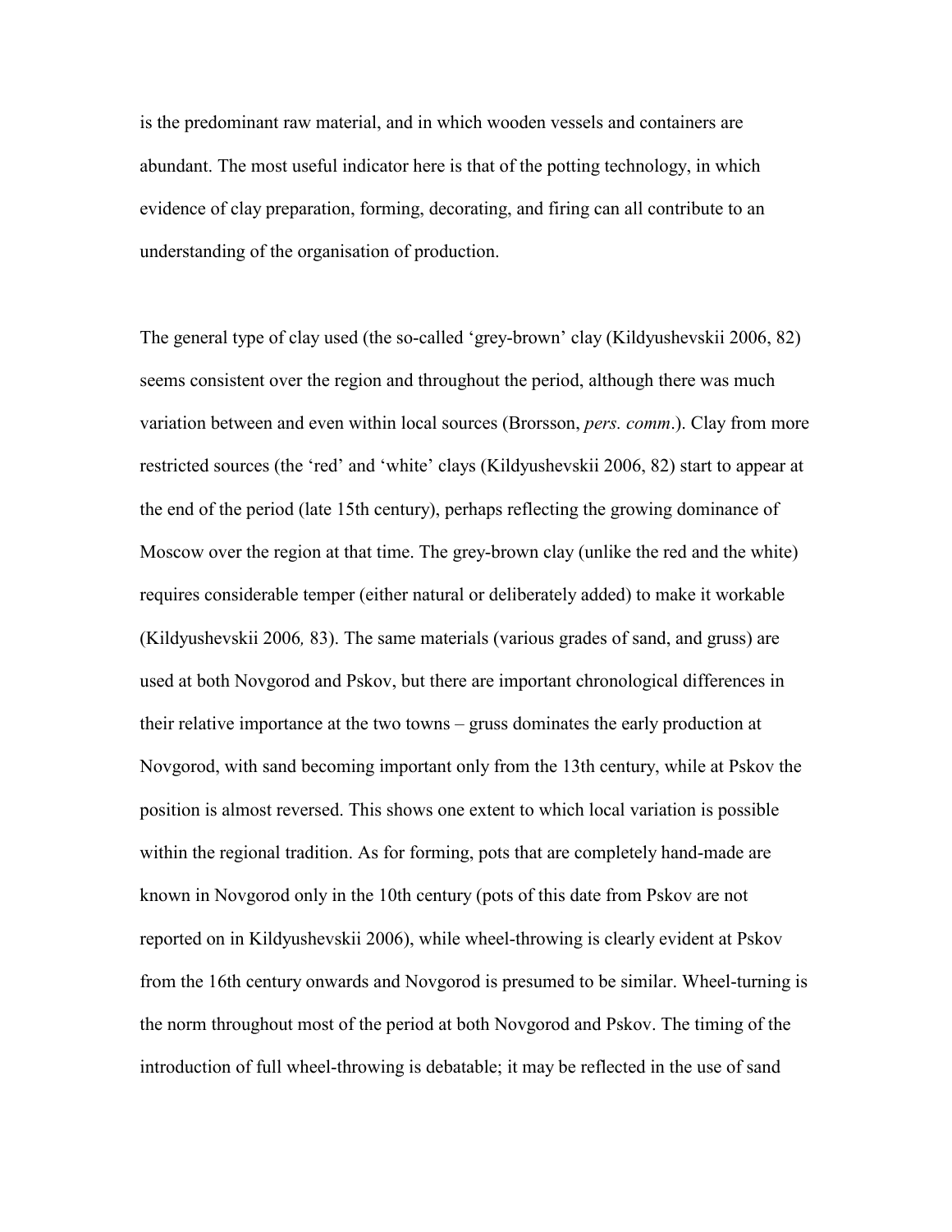is the predominant raw material, and in which wooden vessels and containers are abundant. The most useful indicator here is that of the potting technology, in which evidence of clay preparation, forming, decorating, and firing can all contribute to an understanding of the organisation of production.

The general type of clay used (the so-called 'grey-brown' clay (Kildyushevskii 2006, 82) seems consistent over the region and throughout the period, although there was much variation between and even within local sources (Brorsson, *pers. comm*.). Clay from more restricted sources (the 'red' and 'white' clays (Kildyushevskii 2006, 82) start to appear at the end of the period (late 15th century), perhaps reflecting the growing dominance of Moscow over the region at that time. The grey-brown clay (unlike the red and the white) requires considerable temper (either natural or deliberately added) to make it workable (Kildyushevskii 2006*,* 83). The same materials (various grades of sand, and gruss) are used at both Novgorod and Pskov, but there are important chronological differences in their relative importance at the two towns – gruss dominates the early production at Novgorod, with sand becoming important only from the 13th century, while at Pskov the position is almost reversed. This shows one extent to which local variation is possible within the regional tradition. As for forming, pots that are completely hand-made are known in Novgorod only in the 10th century (pots of this date from Pskov are not reported on in Kildyushevskii 2006), while wheel-throwing is clearly evident at Pskov from the 16th century onwards and Novgorod is presumed to be similar. Wheel-turning is the norm throughout most of the period at both Novgorod and Pskov. The timing of the introduction of full wheel-throwing is debatable; it may be reflected in the use of sand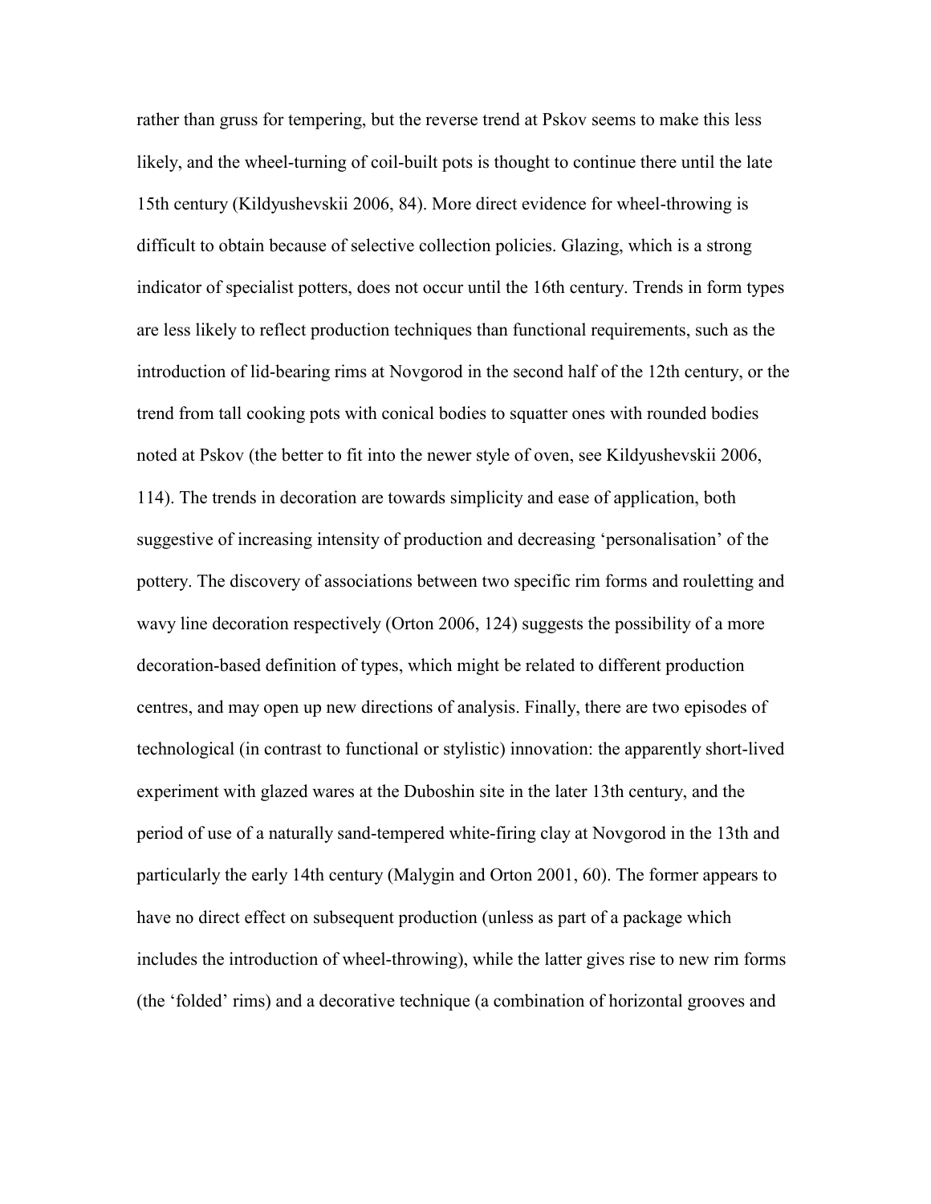rather than gruss for tempering, but the reverse trend at Pskov seems to make this less likely, and the wheel-turning of coil-built pots is thought to continue there until the late 15th century (Kildyushevskii 2006, 84). More direct evidence for wheel-throwing is difficult to obtain because of selective collection policies. Glazing, which is a strong indicator of specialist potters, does not occur until the 16th century. Trends in form types are less likely to reflect production techniques than functional requirements, such as the introduction of lid-bearing rims at Novgorod in the second half of the 12th century, or the trend from tall cooking pots with conical bodies to squatter ones with rounded bodies noted at Pskov (the better to fit into the newer style of oven, see Kildyushevskii 2006, 114). The trends in decoration are towards simplicity and ease of application, both suggestive of increasing intensity of production and decreasing 'personalisation' of the pottery. The discovery of associations between two specific rim forms and rouletting and wavy line decoration respectively (Orton 2006, 124) suggests the possibility of a more decoration-based definition of types, which might be related to different production centres, and may open up new directions of analysis. Finally, there are two episodes of technological (in contrast to functional or stylistic) innovation: the apparently short-lived experiment with glazed wares at the Duboshin site in the later 13th century, and the period of use of a naturally sand-tempered white-firing clay at Novgorod in the 13th and particularly the early 14th century (Malygin and Orton 2001, 60). The former appears to have no direct effect on subsequent production (unless as part of a package which includes the introduction of wheel-throwing), while the latter gives rise to new rim forms (the 'folded' rims) and a decorative technique (a combination of horizontal grooves and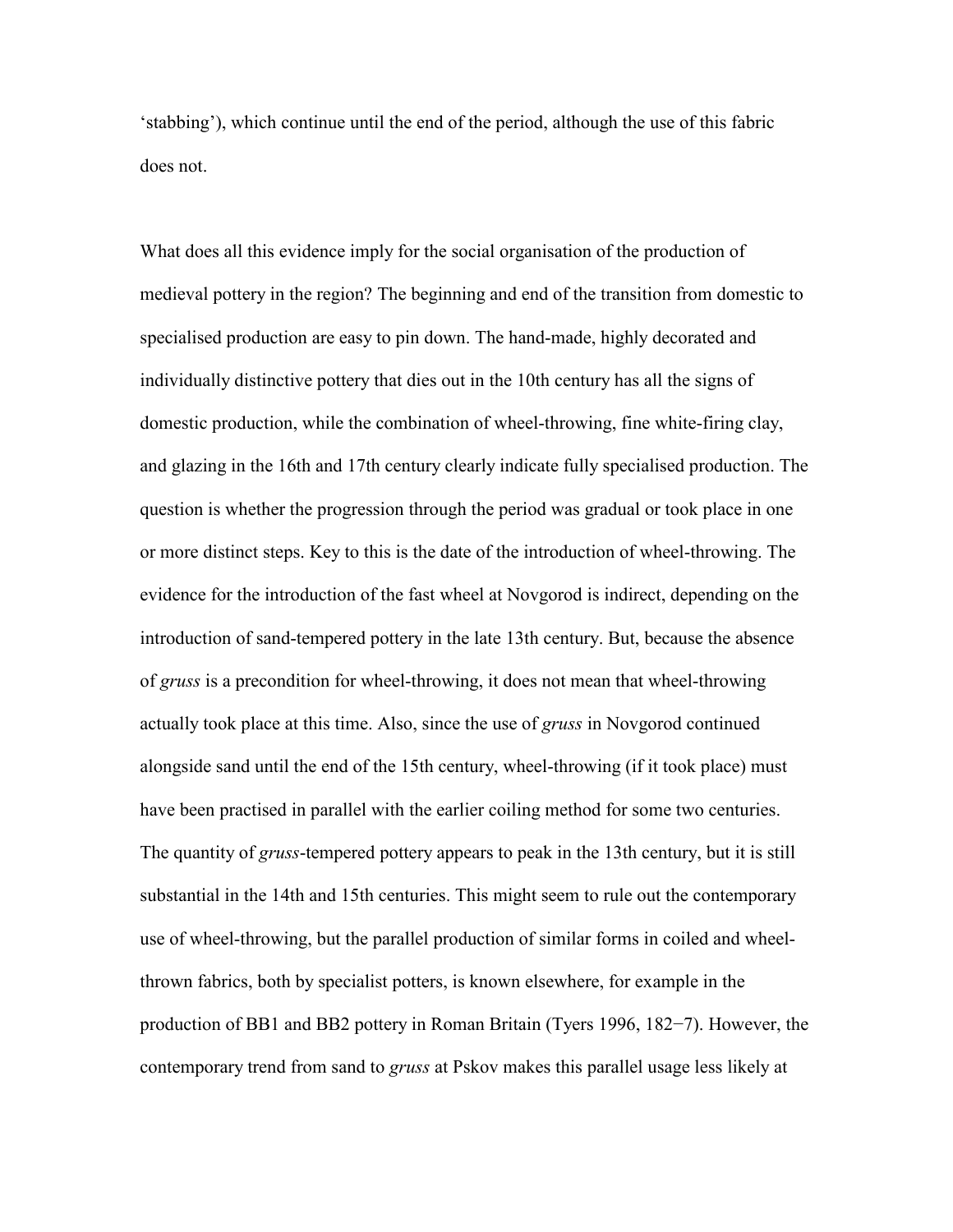'stabbing'), which continue until the end of the period, although the use of this fabric does not.

What does all this evidence imply for the social organisation of the production of medieval pottery in the region? The beginning and end of the transition from domestic to specialised production are easy to pin down. The hand-made, highly decorated and individually distinctive pottery that dies out in the 10th century has all the signs of domestic production, while the combination of wheel-throwing, fine white-firing clay, and glazing in the 16th and 17th century clearly indicate fully specialised production. The question is whether the progression through the period was gradual or took place in one or more distinct steps. Key to this is the date of the introduction of wheel-throwing. The evidence for the introduction of the fast wheel at Novgorod is indirect, depending on the introduction of sand-tempered pottery in the late 13th century. But, because the absence of *gruss* is a precondition for wheel-throwing, it does not mean that wheel-throwing actually took place at this time. Also, since the use of *gruss* in Novgorod continued alongside sand until the end of the 15th century, wheel-throwing (if it took place) must have been practised in parallel with the earlier coiling method for some two centuries. The quantity of *gruss*-tempered pottery appears to peak in the 13th century, but it is still substantial in the 14th and 15th centuries. This might seem to rule out the contemporary use of wheel-throwing, but the parallel production of similar forms in coiled and wheel-thrown fabrics, both by specialist potters, is known elsewhere, for example in the production of BB1 and BB2 pottery in Roman Britain (Tyers 1996, 182−7). However, the contemporary trend from sand to *gruss* at Pskov makes this parallel usage less likely at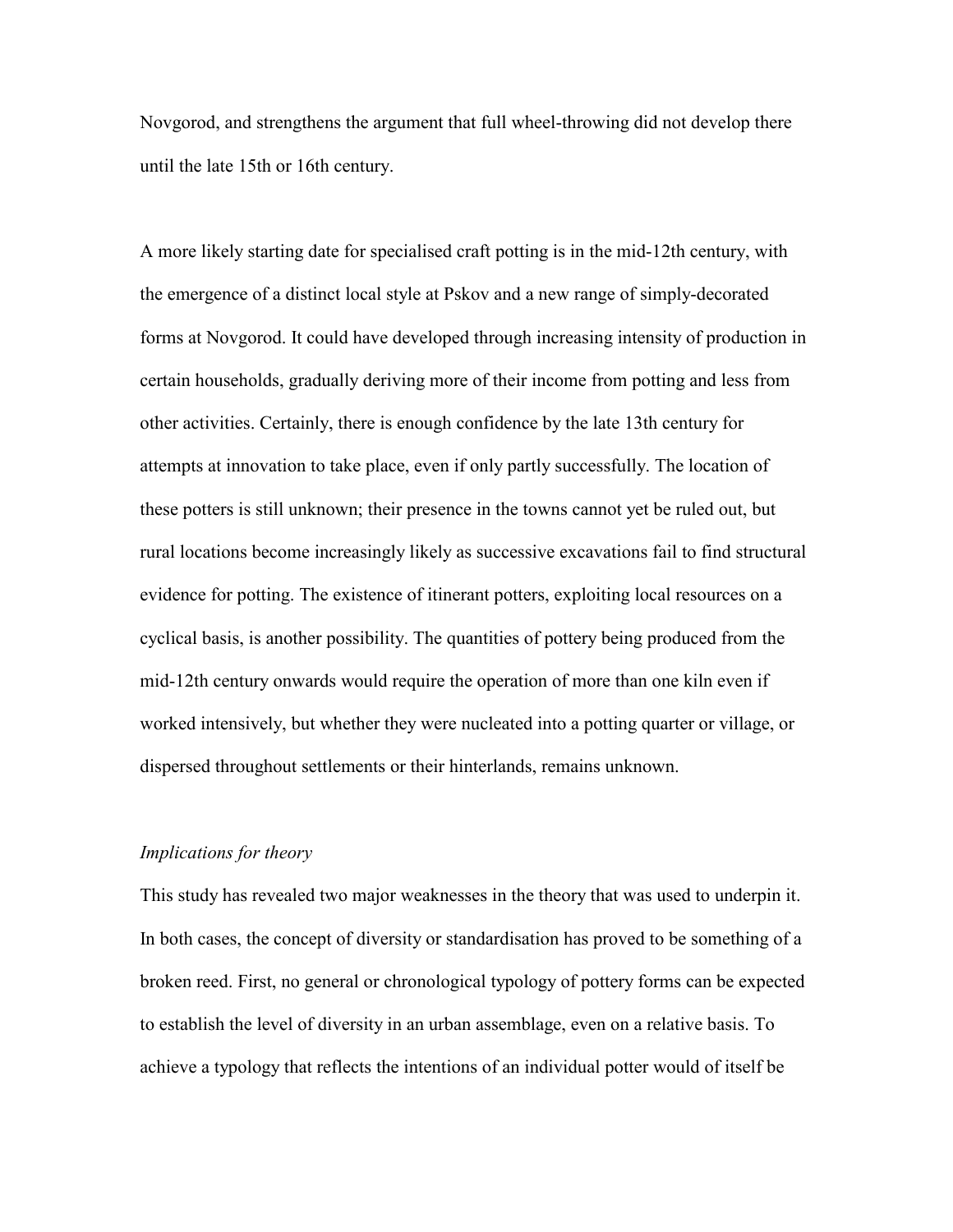Novgorod, and strengthens the argument that full wheel-throwing did not develop there until the late 15th or 16th century.

A more likely starting date for specialised craft potting is in the mid-12th century, with the emergence of a distinct local style at Pskov and a new range of simply-decorated forms at Novgorod. It could have developed through increasing intensity of production in certain households, gradually deriving more of their income from potting and less from other activities. Certainly, there is enough confidence by the late 13th century for attempts at innovation to take place, even if only partly successfully. The location of these potters is still unknown; their presence in the towns cannot yet be ruled out, but rural locations become increasingly likely as successive excavations fail to find structural evidence for potting. The existence of itinerant potters, exploiting local resources on a cyclical basis, is another possibility. The quantities of pottery being produced from the mid-12th century onwards would require the operation of more than one kiln even if worked intensively, but whether they were nucleated into a potting quarter or village, or dispersed throughout settlements or their hinterlands, remains unknown.

*Implications for theory*

This study has revealed two major weaknesses in the theory that was used to underpin it. In both cases, the concept of diversity or standardisation has proved to be something of a broken reed. First, no general or chronological typology of pottery forms can be expected to establish the level of diversity in an urban assemblage, even on a relative basis. To achieve a typology that reflects the intentions of an individual potter would of itself be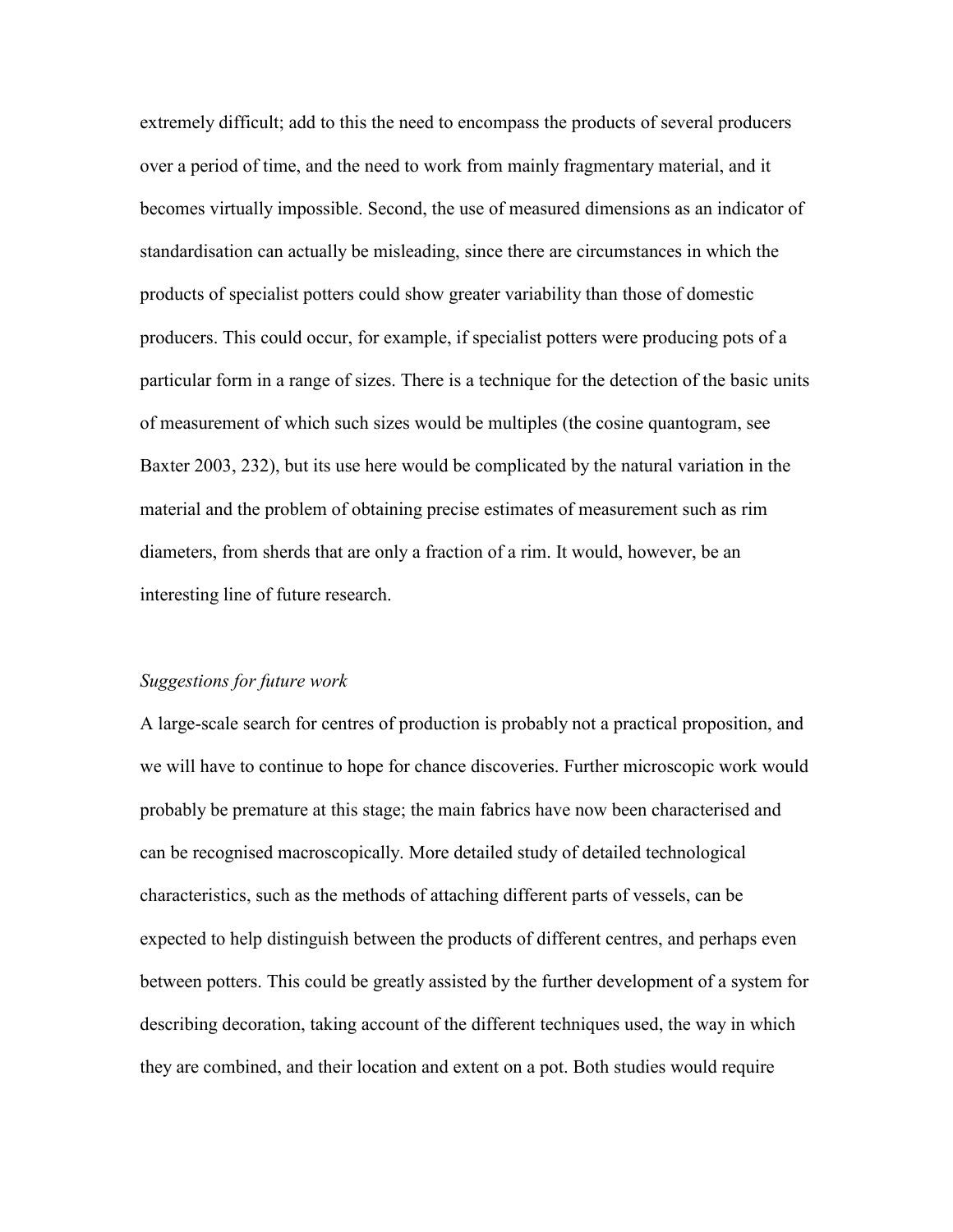extremely difficult; add to this the need to encompass the products of several producers over a period of time, and the need to work from mainly fragmentary material, and it becomes virtually impossible. Second, the use of measured dimensions as an indicator of standardisation can actually be misleading, since there are circumstances in which the products of specialist potters could show greater variability than those of domestic producers. This could occur, for example, if specialist potters were producing pots of a particular form in a range of sizes. There is a technique for the detection of the basic units of measurement of which such sizes would be multiples (the cosine quantogram, see Baxter 2003, 232), but its use here would be complicated by the natural variation in the material and the problem of obtaining precise estimates of measurement such as rim diameters, from sherds that are only a fraction of a rim. It would, however, be an interesting line of future research.

*Suggestions for future work*

A large-scale search for centres of production is probably not a practical proposition, and we will have to continue to hope for chance discoveries. Further microscopic work would probably be premature at this stage; the main fabrics have now been characterised and can be recognised macroscopically. More detailed study of detailed technological characteristics, such as the methods of attaching different parts of vessels, can be expected to help distinguish between the products of different centres, and perhaps even between potters. This could be greatly assisted by the further development of a system for describing decoration, taking account of the different techniques used, the way in which they are combined, and their location and extent on a pot. Both studies would require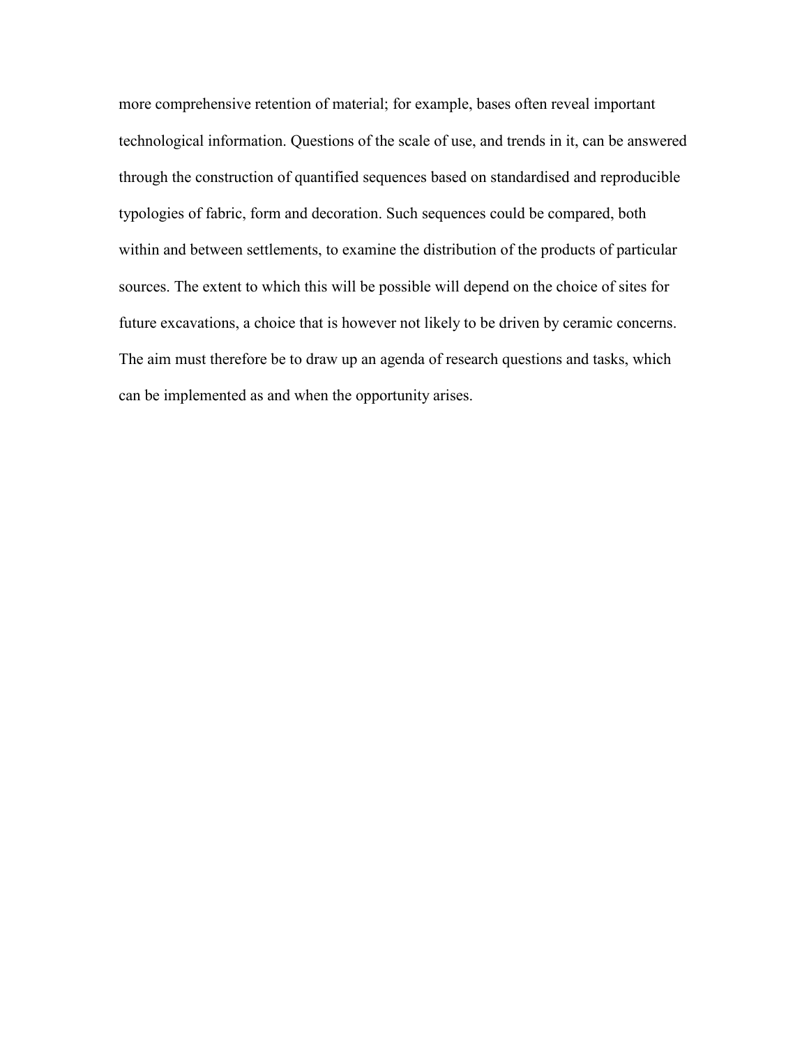more comprehensive retention of material; for example, bases often reveal important technological information. Questions of the scale of use, and trends in it, can be answered through the construction of quantified sequences based on standardised and reproducible typologies of fabric, form and decoration. Such sequences could be compared, both within and between settlements, to examine the distribution of the products of particular sources. The extent to which this will be possible will depend on the choice of sites for future excavations, a choice that is however not likely to be driven by ceramic concerns. The aim must therefore be to draw up an agenda of research questions and tasks, which can be implemented as and when the opportunity arises.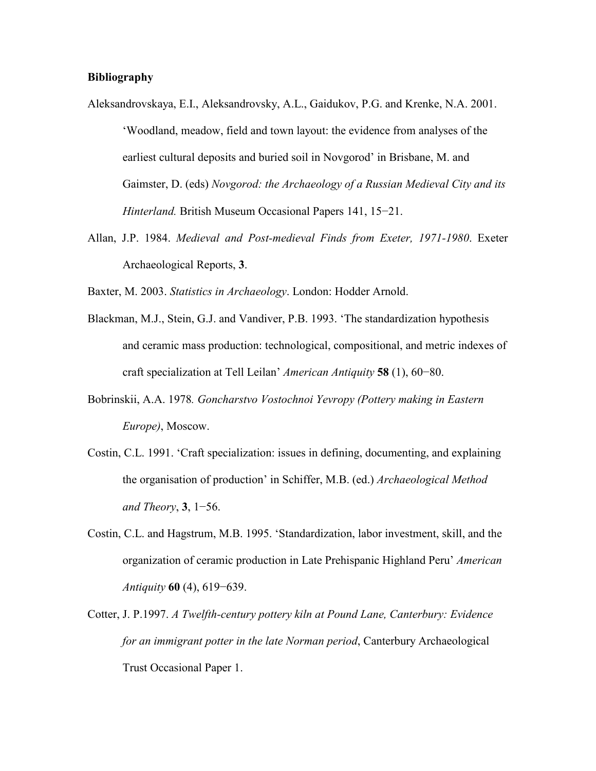**Bibliography**

Aleksandrovskaya, E.I., Aleksandrovsky, A.L., Gaidukov, P.G. and Krenke, N.A. 2001. 'Woodland, meadow, field and town layout: the evidence from analyses of the earliest cultural deposits and buried soil in Novgorod' in Brisbane, M. and Gaimster, D. (eds) *Novgorod: the Archaeology of a Russian Medieval City and its Hinterland.* British Museum Occasional Papers 141, 15−21.

Allan, J.P. 1984. *Medieval and Post-medieval Finds from Exeter, 1971-1980*. Exeter Archaeological Reports, **3**.

Baxter, M. 2003. *Statistics in Archaeology*. London: Hodder Arnold.

Blackman, M.J., Stein, G.J. and Vandiver, P.B. 1993. 'The standardization hypothesis and ceramic mass production: technological, compositional, and metric indexes of craft specialization at Tell Leilan' *American Antiquity* **58** (1), 60−80.

Bobrinskii, A.A. 1978*. Goncharstvo Vostochnoi Yevropy (Pottery making in Eastern Europe)*, Moscow.

Costin, C.L. 1991. 'Craft specialization: issues in defining, documenting, and explaining the organisation of production' in Schiffer, M.B. (ed.) *Archaeological Method and Theory*, **3**, 1−56.

Costin, C.L. and Hagstrum, M.B. 1995. 'Standardization, labor investment, skill, and the organization of ceramic production in Late Prehispanic Highland Peru' *American Antiquity* **60** (4), 619−639.

Cotter, J. P.1997. *A Twelfth-century pottery kiln at Pound Lane, Canterbury: Evidence for an immigrant potter in the late Norman period*, Canterbury Archaeological Trust Occasional Paper 1.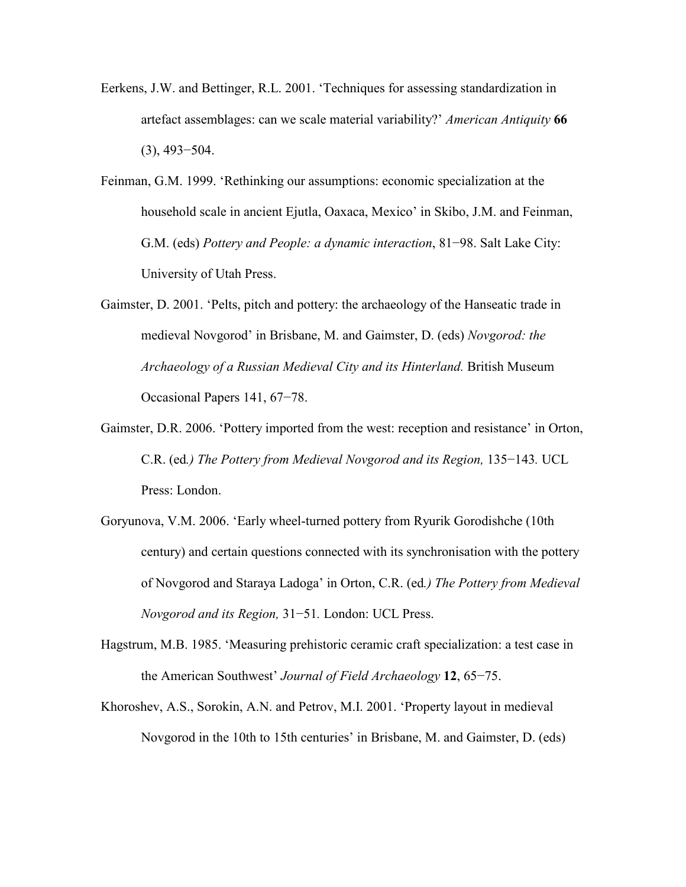Eerkens, J.W. and Bettinger, R.L. 2001. 'Techniques for assessing standardization in artefact assemblages: can we scale material variability?' *American Antiquity* **66** (3), 493−504.

Feinman, G.M. 1999. 'Rethinking our assumptions: economic specialization at the household scale in ancient Ejutla, Oaxaca, Mexico' in Skibo, J.M. and Feinman, G.M. (eds) *Pottery and People: a dynamic interaction*, 81−98. Salt Lake City: University of Utah Press.

Gaimster, D. 2001. 'Pelts, pitch and pottery: the archaeology of the Hanseatic trade in medieval Novgorod' in Brisbane, M. and Gaimster, D. (eds) *Novgorod: the Archaeology of a Russian Medieval City and its Hinterland.* British Museum Occasional Papers 141, 67−78.

Gaimster, D.R. 2006. 'Pottery imported from the west: reception and resistance' in Orton, C.R. (ed*.) The Pottery from Medieval Novgorod and its Region,* 135−143*.* UCL Press: London.

Goryunova, V.M. 2006. 'Early wheel-turned pottery from Ryurik Gorodishche (10th century) and certain questions connected with its synchronisation with the pottery of Novgorod and Staraya Ladoga' in Orton, C.R. (ed*.) The Pottery from Medieval Novgorod and its Region,* 31−51*.* London: UCL Press.

Hagstrum, M.B. 1985. 'Measuring prehistoric ceramic craft specialization: a test case in the American Southwest' *Journal of Field Archaeology* **12**, 65−75.

Khoroshev, A.S., Sorokin, A.N. and Petrov, M.I. 2001. 'Property layout in medieval Novgorod in the 10th to 15th centuries' in Brisbane, M. and Gaimster, D. (eds)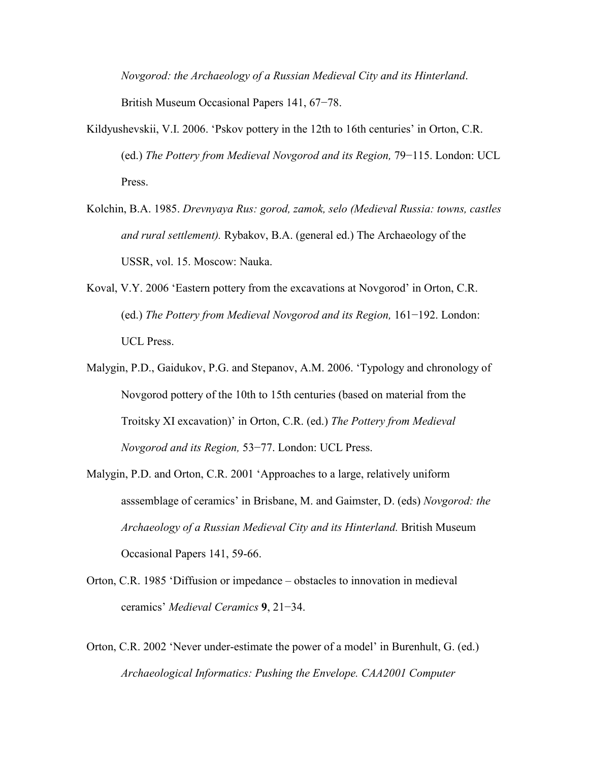*Novgorod: the Archaeology of a Russian Medieval City and its Hinterland*. British Museum Occasional Papers 141, 67−78.

Kildyushevskii, V.I. 2006. 'Pskov pottery in the 12th to 16th centuries' in Orton, C.R. (ed.) *The Pottery from Medieval Novgorod and its Region,* 79−115. London: UCL Press.

Kolchin, B.A. 1985. *Drevnyaya Rus: gorod, zamok, selo (Medieval Russia: towns, castles and rural settlement).* Rybakov, B.A. (general ed.) The Archaeology of the USSR, vol. 15. Moscow: Nauka.

Koval, V.Y. 2006 'Eastern pottery from the excavations at Novgorod' in Orton, C.R. (ed.) *The Pottery from Medieval Novgorod and its Region,* 161−192. London: UCL Press.

Malygin, P.D., Gaidukov, P.G. and Stepanov, A.M. 2006. 'Typology and chronology of Novgorod pottery of the 10th to 15th centuries (based on material from the Troitsky XI excavation)' in Orton, C.R. (ed.) *The Pottery from Medieval Novgorod and its Region,* 53−77. London: UCL Press.

Malygin, P.D. and Orton, C.R. 2001 'Approaches to a large, relatively uniform asssemblage of ceramics' in Brisbane, M. and Gaimster, D. (eds) *Novgorod: the Archaeology of a Russian Medieval City and its Hinterland.* British Museum Occasional Papers 141, 59-66.

Orton, C.R. 1985 'Diffusion or impedance – obstacles to innovation in medieval ceramics' *Medieval Ceramics* **9**, 21−34.

Orton, C.R. 2002 'Never under-estimate the power of a model' in Burenhult, G. (ed.) *Archaeological Informatics: Pushing the Envelope. CAA2001 Computer*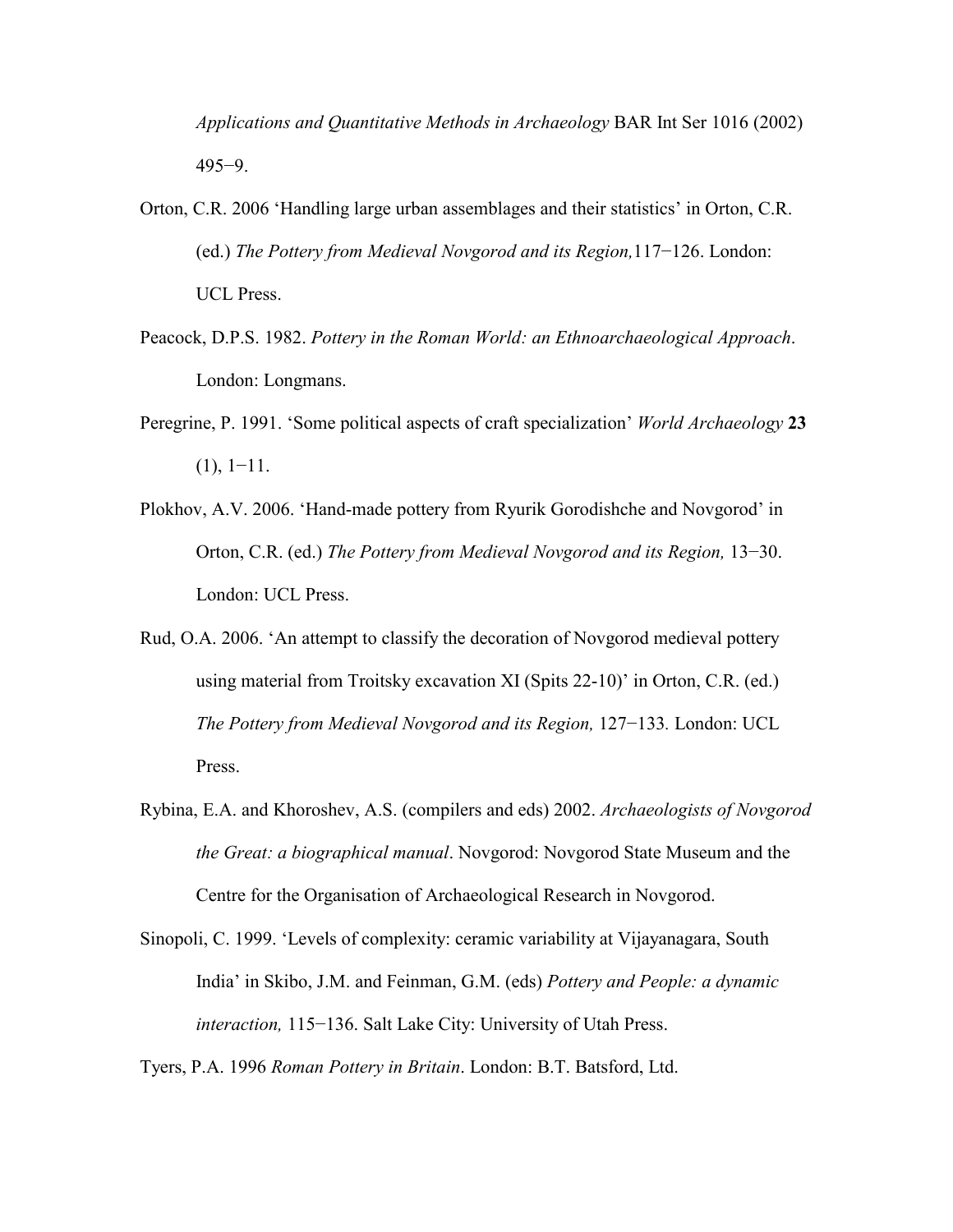*Applications and Quantitative Methods in Archaeology* BAR Int Ser 1016 (2002) 495−9.

Orton, C.R. 2006 'Handling large urban assemblages and their statistics' in Orton, C.R. (ed.) *The Pottery from Medieval Novgorod and its Region,*117−126. London: UCL Press.

Peacock, D.P.S. 1982. *Pottery in the Roman World: an Ethnoarchaeological Approach*. London: Longmans.

Peregrine, P. 1991. 'Some political aspects of craft specialization' *World Archaeology* **23** (1), 1−11.

Plokhov, A.V. 2006. 'Hand-made pottery from Ryurik Gorodishche and Novgorod' in Orton, C.R. (ed.) *The Pottery from Medieval Novgorod and its Region,* 13−30. London: UCL Press.

Rud, O.A. 2006. 'An attempt to classify the decoration of Novgorod medieval pottery using material from Troitsky excavation XI (Spits 22-10)' in Orton, C.R. (ed.) *The Pottery from Medieval Novgorod and its Region,* 127−133*.* London: UCL Press.

Rybina, E.A. and Khoroshev, A.S. (compilers and eds) 2002. *Archaeologists of Novgorod the Great: a biographical manual*. Novgorod: Novgorod State Museum and the Centre for the Organisation of Archaeological Research in Novgorod.

Sinopoli, C. 1999. 'Levels of complexity: ceramic variability at Vijayanagara, South India' in Skibo, J.M. and Feinman, G.M. (eds) *Pottery and People: a dynamic interaction,* 115−136. Salt Lake City: University of Utah Press.

Tyers, P.A. 1996 *Roman Pottery in Britain*. London: B.T. Batsford, Ltd.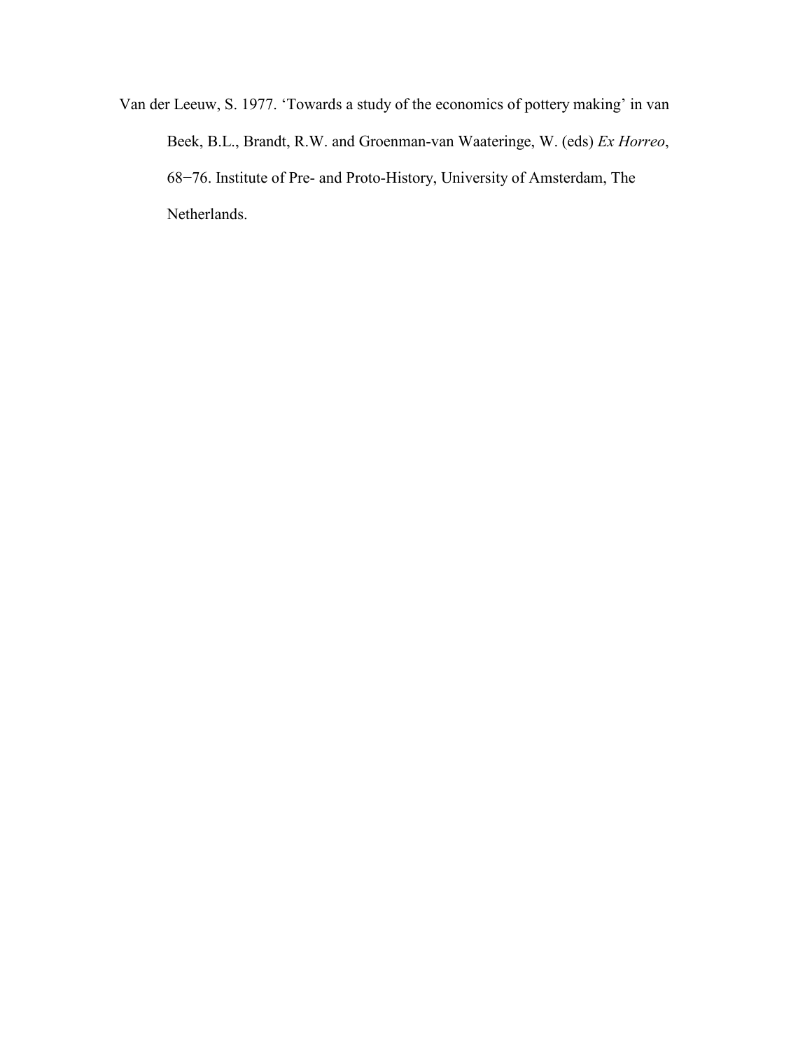Van der Leeuw, S. 1977. ‘Towards a study of the economics of pottery making’ in van Beek, B.L., Brandt, R.W. and Groenman-van Waateringe, W. (eds) *Ex Horreo*, 68−76. Institute of Pre- and Proto-History, University of Amsterdam, The Netherlands.